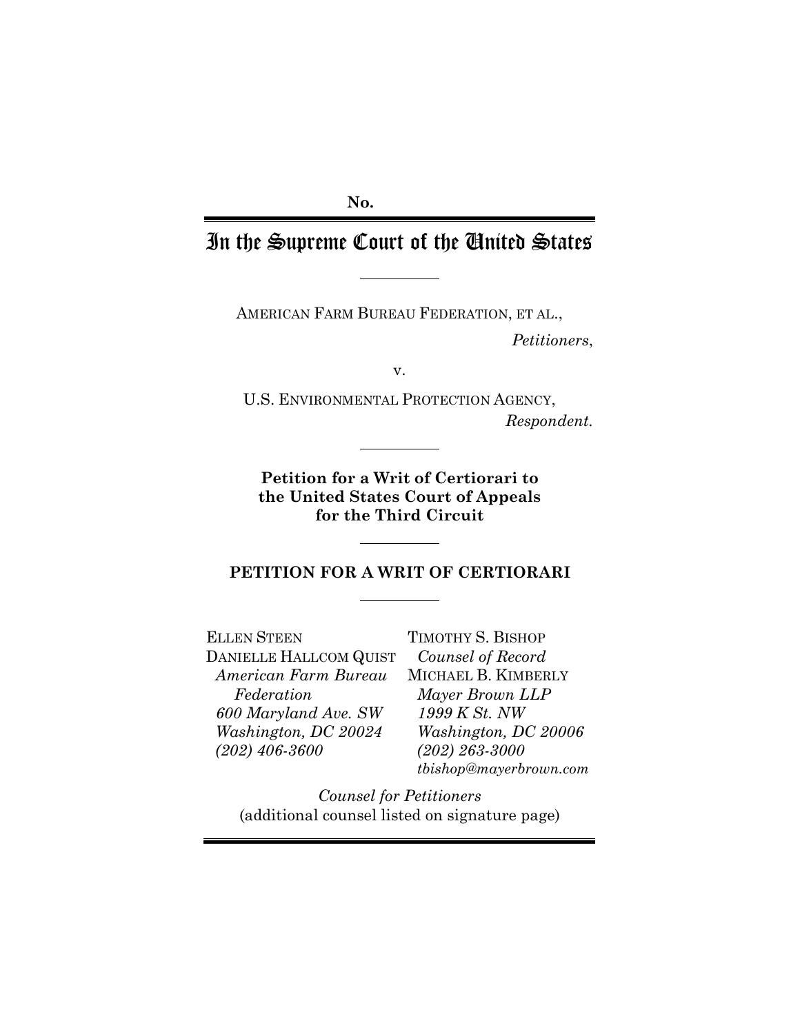No.

# In the Supreme Court of the United States

AMERICAN FARM BUREAU FEDERATION, ET AL.,

*Petitioners*,

v.

U.S. ENVIRONMENTAL PROTECTION AGENCY,

*Respondent*.

**Petition for a Writ of Certiorari to the United States Court of Appeals for the Third Circuit**

## PETITION FOR A WRIT OF CERTIORARI

ELLEN STEEN
DANIELLE HALLCOM QUIST
*American Farm Bureau Federation*
*600 Maryland Ave. SW*
*Washington, DC 20024*
*(202) 406-3600*

TIMOTHY S. BISHOP
*Counsel of Record*
MICHAEL B. KIMBERLY
*Mayer Brown LLP*
*1999 K St. NW*
*Washington, DC 20006*
*(202) 263-3000*
*tbishop@mayerbrown.com*

*Counsel for Petitioners*
(additional counsel listed on signature page)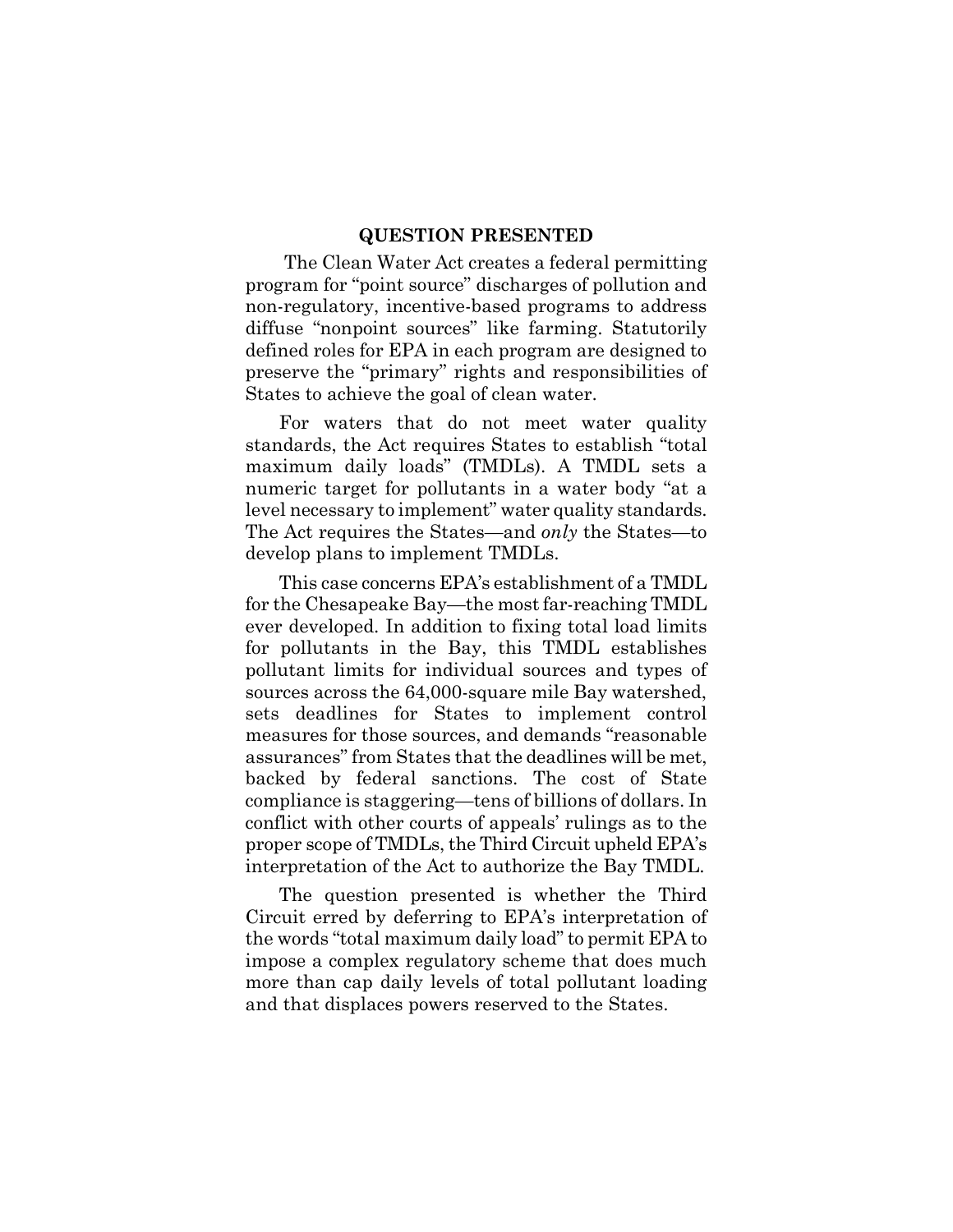# QUESTION PRESENTED

The Clean Water Act creates a federal permitting program for "point source" discharges of pollution and non-regulatory, incentive-based programs to address diffuse "nonpoint sources" like farming. Statutorily defined roles for EPA in each program are designed to preserve the "primary" rights and responsibilities of States to achieve the goal of clean water.

For waters that do not meet water quality standards, the Act requires States to establish "total maximum daily loads" (TMDLs). A TMDL sets a numeric target for pollutants in a water body "at a level necessary to implement" water quality standards. The Act requires the States—and *only* the States—to develop plans to implement TMDLs.

This case concerns EPA's establishment of a TMDL for the Chesapeake Bay—the most far-reaching TMDL ever developed. In addition to fixing total load limits for pollutants in the Bay, this TMDL establishes pollutant limits for individual sources and types of sources across the 64,000-square mile Bay watershed, sets deadlines for States to implement control measures for those sources, and demands "reasonable assurances" from States that the deadlines will be met, backed by federal sanctions. The cost of State compliance is staggering—tens of billions of dollars. In conflict with other courts of appeals' rulings as to the proper scope of TMDLs, the Third Circuit upheld EPA's interpretation of the Act to authorize the Bay TMDL.

The question presented is whether the Third Circuit erred by deferring to EPA's interpretation of the words "total maximum daily load" to permit EPA to impose a complex regulatory scheme that does much more than cap daily levels of total pollutant loading and that displaces powers reserved to the States.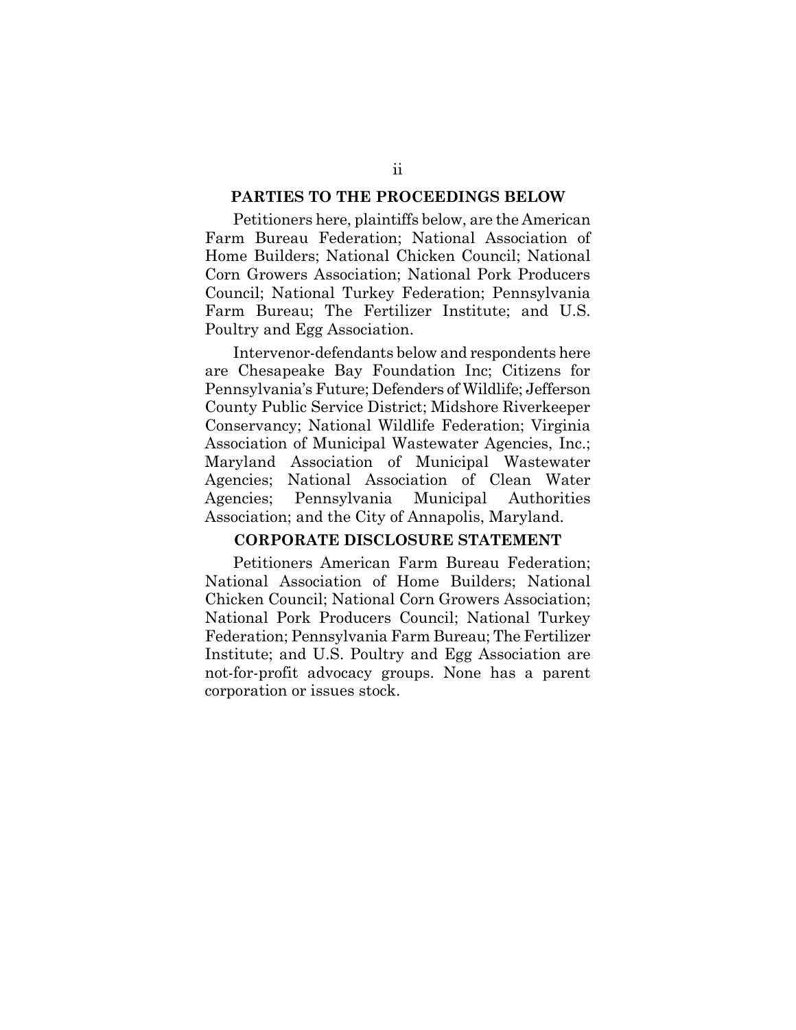## PARTIES TO THE PROCEEDINGS BELOW

Petitioners here, plaintiffs below, are the American Farm Bureau Federation; National Association of Home Builders; National Chicken Council; National Corn Growers Association; National Pork Producers Council; National Turkey Federation; Pennsylvania Farm Bureau; The Fertilizer Institute; and U.S. Poultry and Egg Association.

Intervenor-defendants below and respondents here are Chesapeake Bay Foundation Inc; Citizens for Pennsylvania's Future; Defenders of Wildlife; Jefferson County Public Service District; Midshore Riverkeeper Conservancy; National Wildlife Federation; Virginia Association of Municipal Wastewater Agencies, Inc.; Maryland Association of Municipal Wastewater Agencies; National Association of Clean Water Agencies; Pennsylvania Municipal Authorities Association; and the City of Annapolis, Maryland.

## CORPORATE DISCLOSURE STATEMENT

Petitioners American Farm Bureau Federation; National Association of Home Builders; National Chicken Council; National Corn Growers Association; National Pork Producers Council; National Turkey Federation; Pennsylvania Farm Bureau; The Fertilizer Institute; and U.S. Poultry and Egg Association are not-for-profit advocacy groups. None has a parent corporation or issues stock.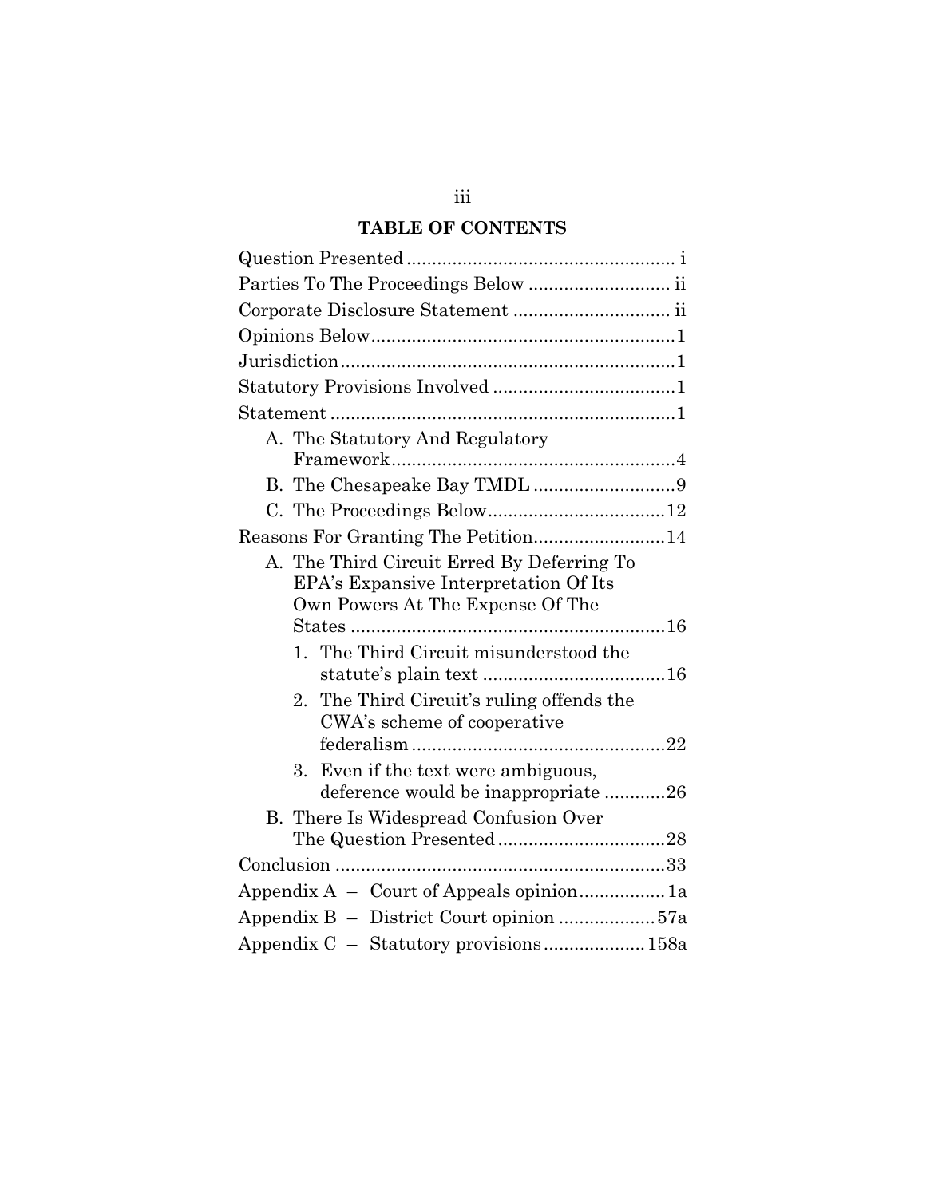## TABLE OF CONTENTS

Question Presented .................................................... i

Parties To The Proceedings Below ........................... ii

Corporate Disclosure Statement .............................. ii

Opinions Below ...........................................................1

Jurisdiction .................................................................1

Statutory Provisions Involved ....................................1

Statement ...................................................................1

- A. The Statutory And Regulatory Framework .......................................................4
- B. The Chesapeake Bay TMDL ............................9
- C. The Proceedings Below ..................................12

Reasons For Granting The Petition ..........................14

- A. The Third Circuit Erred By Deferring To EPA's Expansive Interpretation Of Its Own Powers At The Expense Of The States .............................................................16
  1. The Third Circuit misunderstood the statute's plain text ....................................16
  2. The Third Circuit's ruling offends the CWA's scheme of cooperative federalism .................................................22
  3. Even if the text were ambiguous, deference would be inappropriate ............26
- B. There Is Widespread Confusion Over The Question Presented .................................28

Conclusion ................................................................33

Appendix A – Court of Appeals opinion ................. 1a

Appendix B – District Court opinion ...................57a

Appendix C – Statutory provisions ...................158a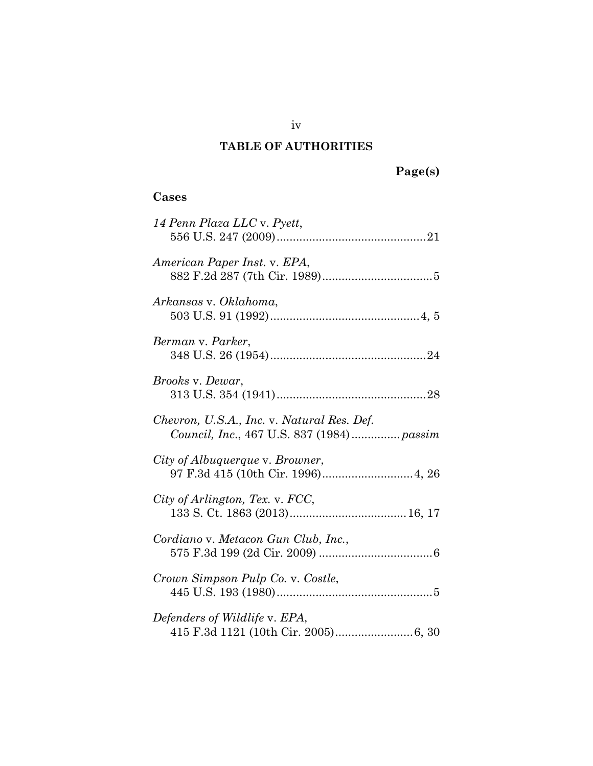## TABLE OF AUTHORITIES

**Page(s)**

### Cases

*14 Penn Plaza LLC* v. *Pyett*,
556 U.S. 247 (2009)..............................................21

*American Paper Inst.* v. *EPA*,
882 F.2d 287 (7th Cir. 1989)..................................5

*Arkansas* v. *Oklahoma*,
503 U.S. 91 (1992)..............................................4, 5

*Berman* v. *Parker*,
348 U.S. 26 (1954)................................................24

*Brooks* v. *Dewar*,
313 U.S. 354 (1941)..............................................28

*Chevron, U.S.A., Inc.* v. *Natural Res. Def. Council, Inc.*, 467 U.S. 837 (1984)..............*passim*

*City of Albuquerque* v. *Browner*,
97 F.3d 415 (10th Cir. 1996)............................4, 26

*City of Arlington, Tex.* v. *FCC*,
133 S. Ct. 1863 (2013)....................................16, 17

*Cordiano* v. *Metacon Gun Club, Inc.*,
575 F.3d 199 (2d Cir. 2009) ...................................6

*Crown Simpson Pulp Co.* v. *Costle*,
445 U.S. 193 (1980)................................................5

*Defenders of Wildlife* v. *EPA*,
415 F.3d 1121 (10th Cir. 2005)........................6, 30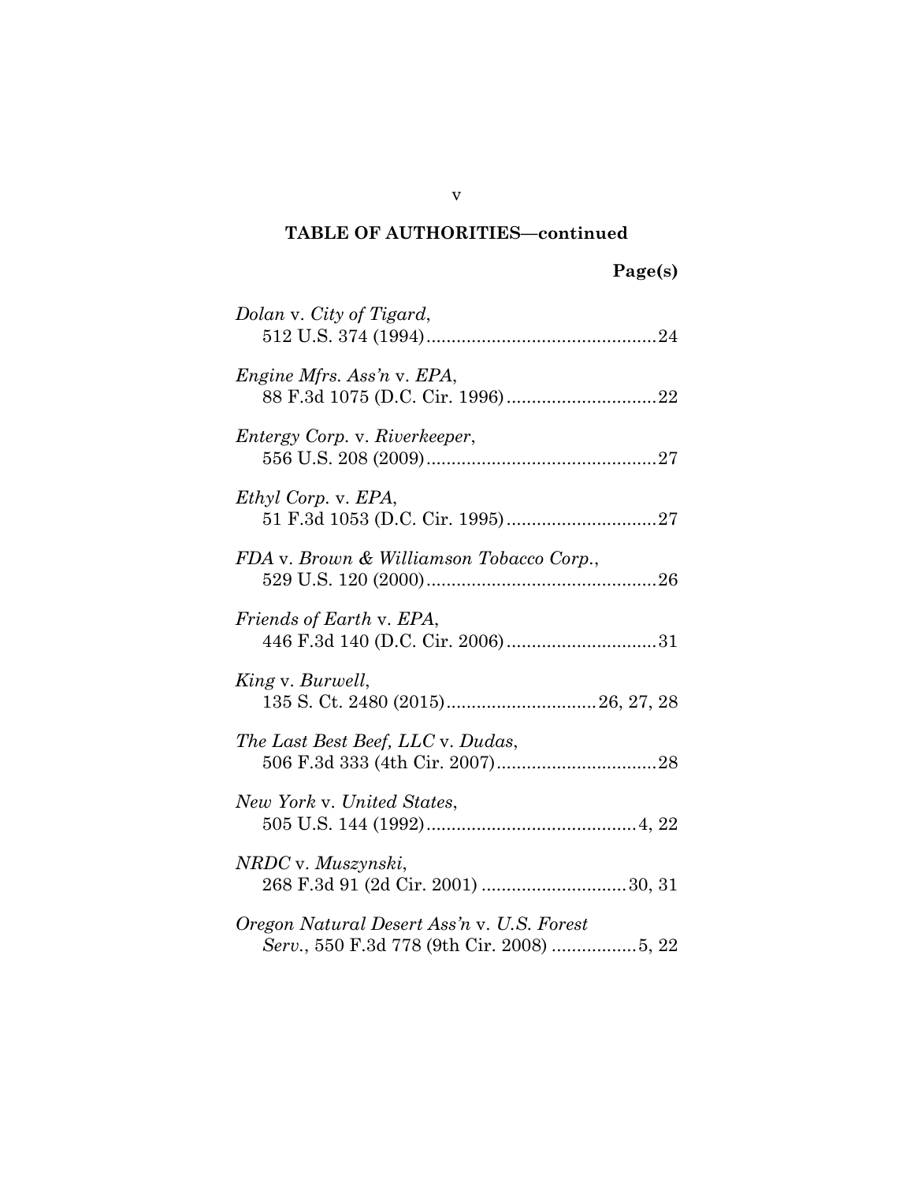**TABLE OF AUTHORITIES—continued**

**Page(s)**

*Dolan* v. *City of Tigard*,
512 U.S. 374 (1994)............................................24

*Engine Mfrs. Ass'n* v. *EPA*,
88 F.3d 1075 (D.C. Cir. 1996)...........................22

*Entergy Corp.* v. *Riverkeeper*,
556 U.S. 208 (2009)............................................27

*Ethyl Corp.* v. *EPA*,
51 F.3d 1053 (D.C. Cir. 1995)...........................27

*FDA* v. *Brown & Williamson Tobacco Corp.*,
529 U.S. 120 (2000)............................................26

*Friends of Earth* v. *EPA*,
446 F.3d 140 (D.C. Cir. 2006)...........................31

*King* v. *Burwell*,
135 S. Ct. 2480 (2015)...........................26, 27, 28

*The Last Best Beef, LLC* v. *Dudas*,
506 F.3d 333 (4th Cir. 2007)..............................28

*New York* v. *United States*,
505 U.S. 144 (1992)........................................4, 22

*NRDC* v. *Muszynski*,
268 F.3d 91 (2d Cir. 2001) ..........................30, 31

*Oregon Natural Desert Ass'n* v. *U.S. Forest Serv.*, 550 F.3d 778 (9th Cir. 2008) ...............5, 22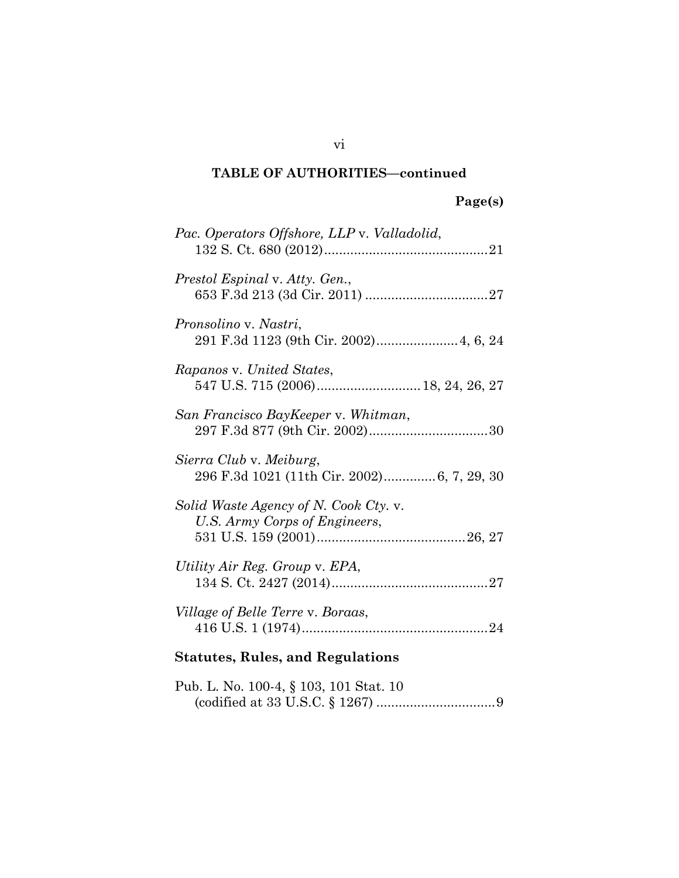**TABLE OF AUTHORITIES—continued**

**Page(s)**

*Pac. Operators Offshore, LLP* v. *Valladolid*,
132 S. Ct. 680 (2012)............................................21

*Prestol Espinal* v. *Atty. Gen.*,
653 F.3d 213 (3d Cir. 2011) .................................27

*Pronsolino* v. *Nastri*,
291 F.3d 1123 (9th Cir. 2002)......................4, 6, 24

*Rapanos* v. *United States*,
547 U.S. 715 (2006)............................18, 24, 26, 27

*San Francisco BayKeeper* v. *Whitman*,
297 F.3d 877 (9th Cir. 2002)................................30

*Sierra Club* v. *Meiburg*,
296 F.3d 1021 (11th Cir. 2002)..............6, 7, 29, 30

*Solid Waste Agency of N. Cook Cty.* v.
*U.S. Army Corps of Engineers*,
531 U.S. 159 (2001)........................................26, 27

*Utility Air Reg. Group* v. *EPA*,
134 S. Ct. 2427 (2014)..........................................27

*Village of Belle Terre* v. *Boraas*,
416 U.S. 1 (1974)..................................................24

**Statutes, Rules, and Regulations**

Pub. L. No. 100-4, § 103, 101 Stat. 10
(codified at 33 U.S.C. § 1267) ................................9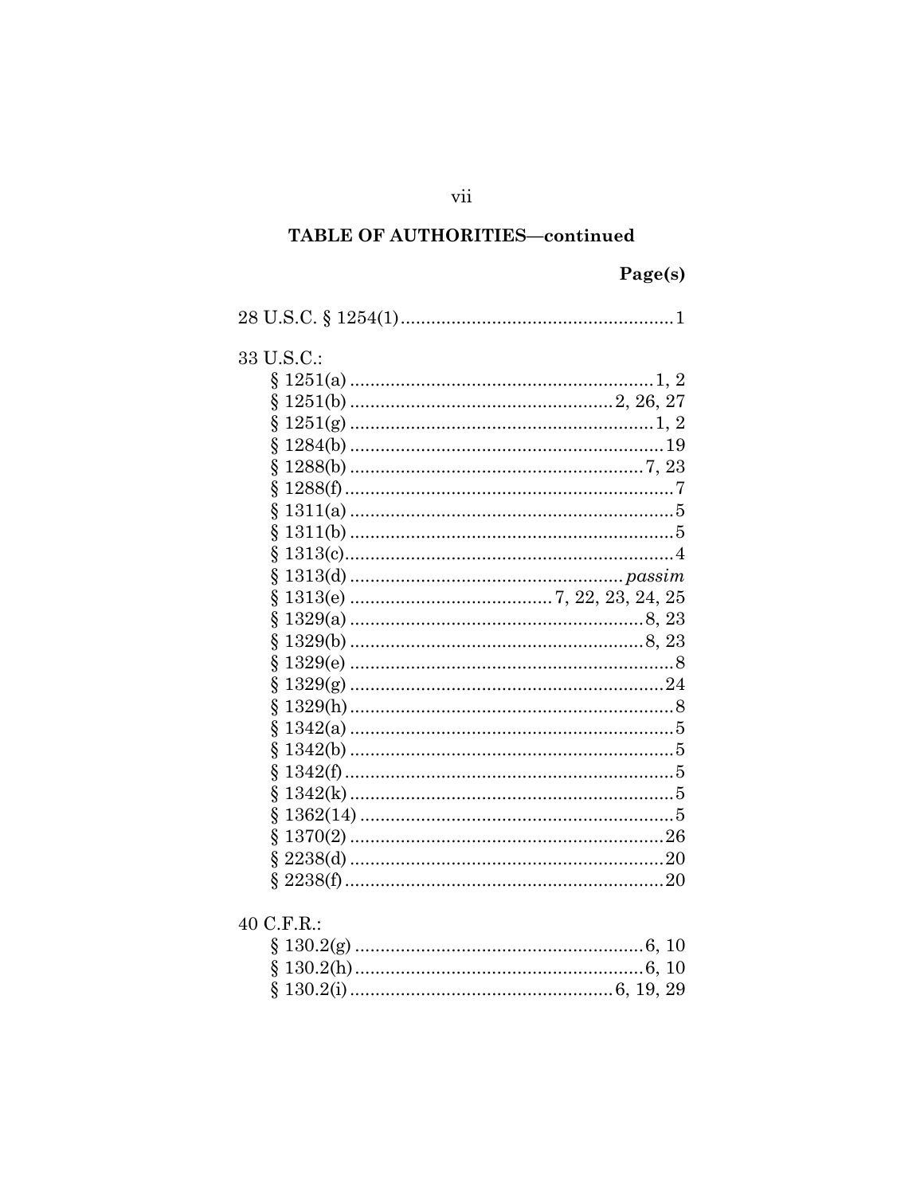## TABLE OF AUTHORITIES—continued

| | Page(s) |
|---|---|
| 28 U.S.C. § 1254(1) | 1 |
| 33 U.S.C.: | |
| § 1251(a) | 1, 2 |
| § 1251(b) | 2, 26, 27 |
| § 1251(g) | 1, 2 |
| § 1284(b) | 19 |
| § 1288(b) | 7, 23 |
| § 1288(f) | 7 |
| § 1311(a) | 5 |
| § 1311(b) | 5 |
| § 1313(c) | 4 |
| § 1313(d) | *passim* |
| § 1313(e) | 7, 22, 23, 24, 25 |
| § 1329(a) | 8, 23 |
| § 1329(b) | 8, 23 |
| § 1329(e) | 8 |
| § 1329(g) | 24 |
| § 1329(h) | 8 |
| § 1342(a) | 5 |
| § 1342(b) | 5 |
| § 1342(f) | 5 |
| § 1342(k) | 5 |
| § 1362(14) | 5 |
| § 1370(2) | 26 |
| § 2238(d) | 20 |
| § 2238(f) | 20 |
| 40 C.F.R.: | |
| § 130.2(g) | 6, 10 |
| § 130.2(h) | 6, 10 |
| § 130.2(i) | 6, 19, 29 |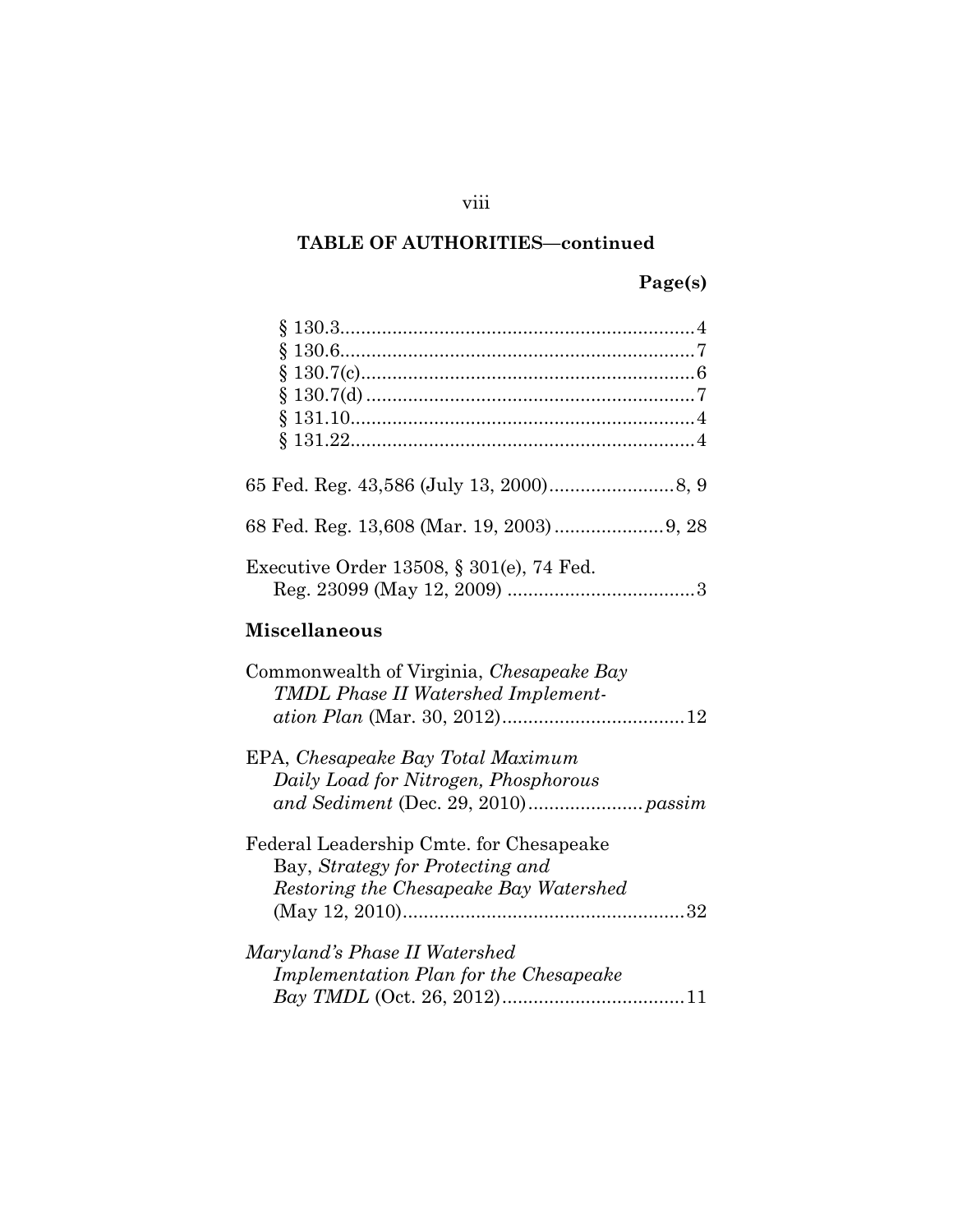**TABLE OF AUTHORITIES—continued**

**Page(s)**

§ 130.3....................................................................4
§ 130.6....................................................................7
§ 130.7(c)................................................................6
§ 130.7(d) ...............................................................7
§ 131.10..................................................................4
§ 131.22..................................................................4

65 Fed. Reg. 43,586 (July 13, 2000)........................8, 9

68 Fed. Reg. 13,608 (Mar. 19, 2003).....................9, 28

Executive Order 13508, § 301(e), 74 Fed. Reg. 23099 (May 12, 2009) ....................................3

## Miscellaneous

Commonwealth of Virginia, *Chesapeake Bay TMDL Phase II Watershed Implementation Plan* (Mar. 30, 2012)..................................12

EPA, *Chesapeake Bay Total Maximum Daily Load for Nitrogen, Phosphorous and Sediment* (Dec. 29, 2010)......................*passim*

Federal Leadership Cmte. for Chesapeake Bay, *Strategy for Protecting and Restoring the Chesapeake Bay Watershed* (May 12, 2010)......................................................32

*Maryland's Phase II Watershed Implementation Plan for the Chesapeake Bay TMDL* (Oct. 26, 2012)..................................11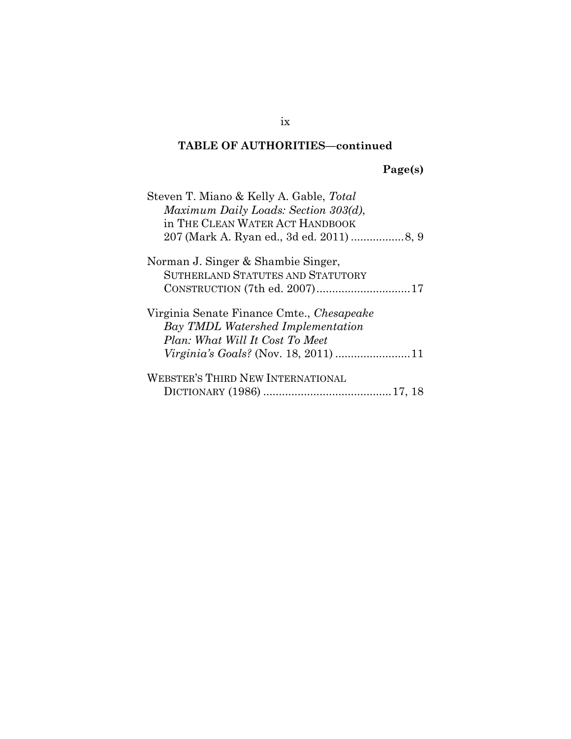**TABLE OF AUTHORITIES—continued**

**Page(s)**

Steven T. Miano & Kelly A. Gable, *Total Maximum Daily Loads: Section 303(d)*, in THE CLEAN WATER ACT HANDBOOK 207 (Mark A. Ryan ed., 3d ed. 2011) ................. 8, 9

Norman J. Singer & Shambie Singer, SUTHERLAND STATUTES AND STATUTORY CONSTRUCTION (7th ed. 2007).............................. 17

Virginia Senate Finance Cmte., *Chesapeake Bay TMDL Watershed Implementation Plan: What Will It Cost To Meet Virginia's Goals?* (Nov. 18, 2011) ........................ 11

WEBSTER'S THIRD NEW INTERNATIONAL DICTIONARY (1986) ......................................... 17, 18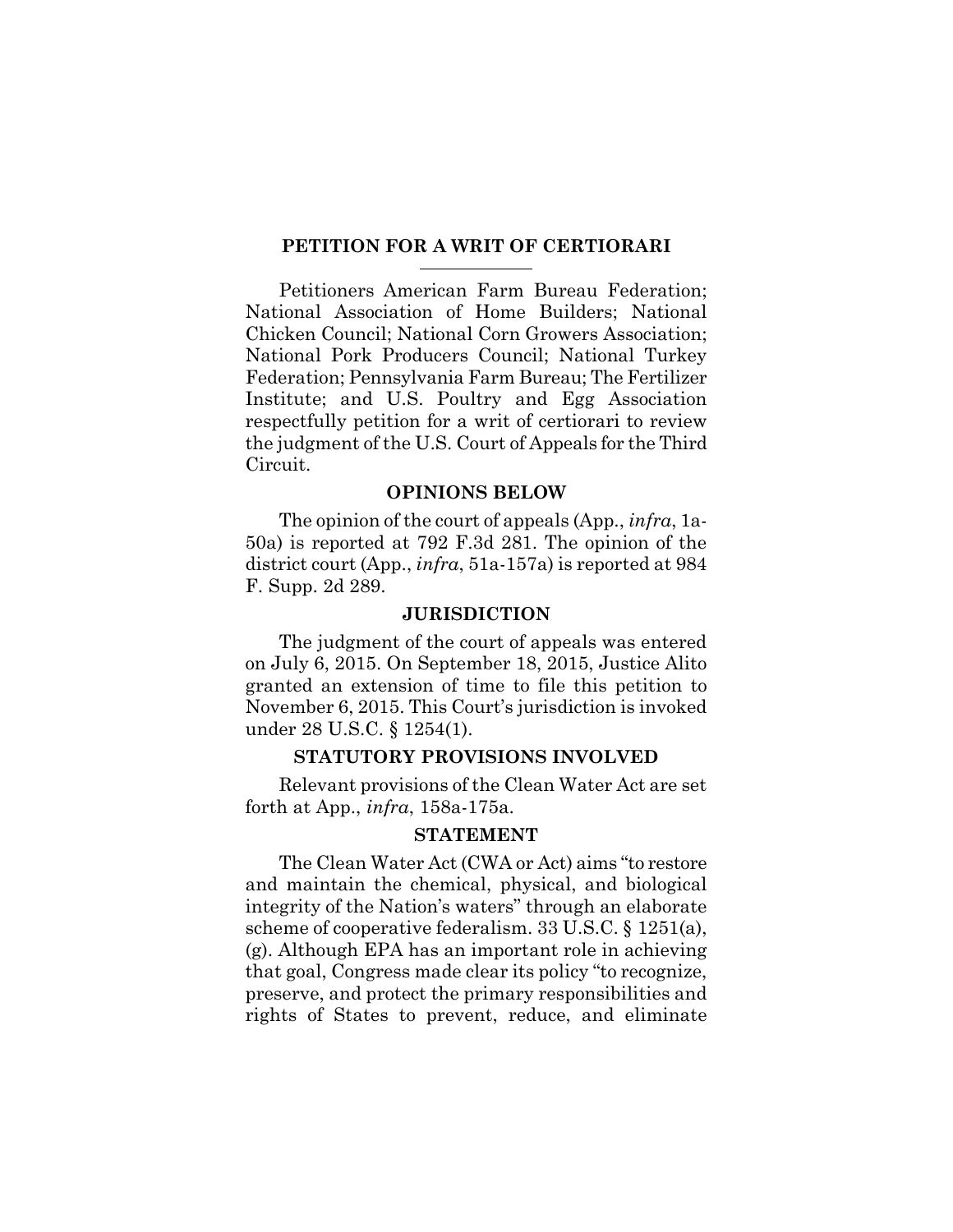## PETITION FOR A WRIT OF CERTIORARI

Petitioners American Farm Bureau Federation; National Association of Home Builders; National Chicken Council; National Corn Growers Association; National Pork Producers Council; National Turkey Federation; Pennsylvania Farm Bureau; The Fertilizer Institute; and U.S. Poultry and Egg Association respectfully petition for a writ of certiorari to review the judgment of the U.S. Court of Appeals for the Third Circuit.

### OPINIONS BELOW

The opinion of the court of appeals (App., *infra*, 1a-50a) is reported at 792 F.3d 281. The opinion of the district court (App., *infra*, 51a-157a) is reported at 984 F. Supp. 2d 289.

### JURISDICTION

The judgment of the court of appeals was entered on July 6, 2015. On September 18, 2015, Justice Alito granted an extension of time to file this petition to November 6, 2015. This Court's jurisdiction is invoked under 28 U.S.C. § 1254(1).

### STATUTORY PROVISIONS INVOLVED

Relevant provisions of the Clean Water Act are set forth at App., *infra*, 158a-175a.

### STATEMENT

The Clean Water Act (CWA or Act) aims "to restore and maintain the chemical, physical, and biological integrity of the Nation's waters" through an elaborate scheme of cooperative federalism. 33 U.S.C. § 1251(a), (g). Although EPA has an important role in achieving that goal, Congress made clear its policy "to recognize, preserve, and protect the primary responsibilities and rights of States to prevent, reduce, and eliminate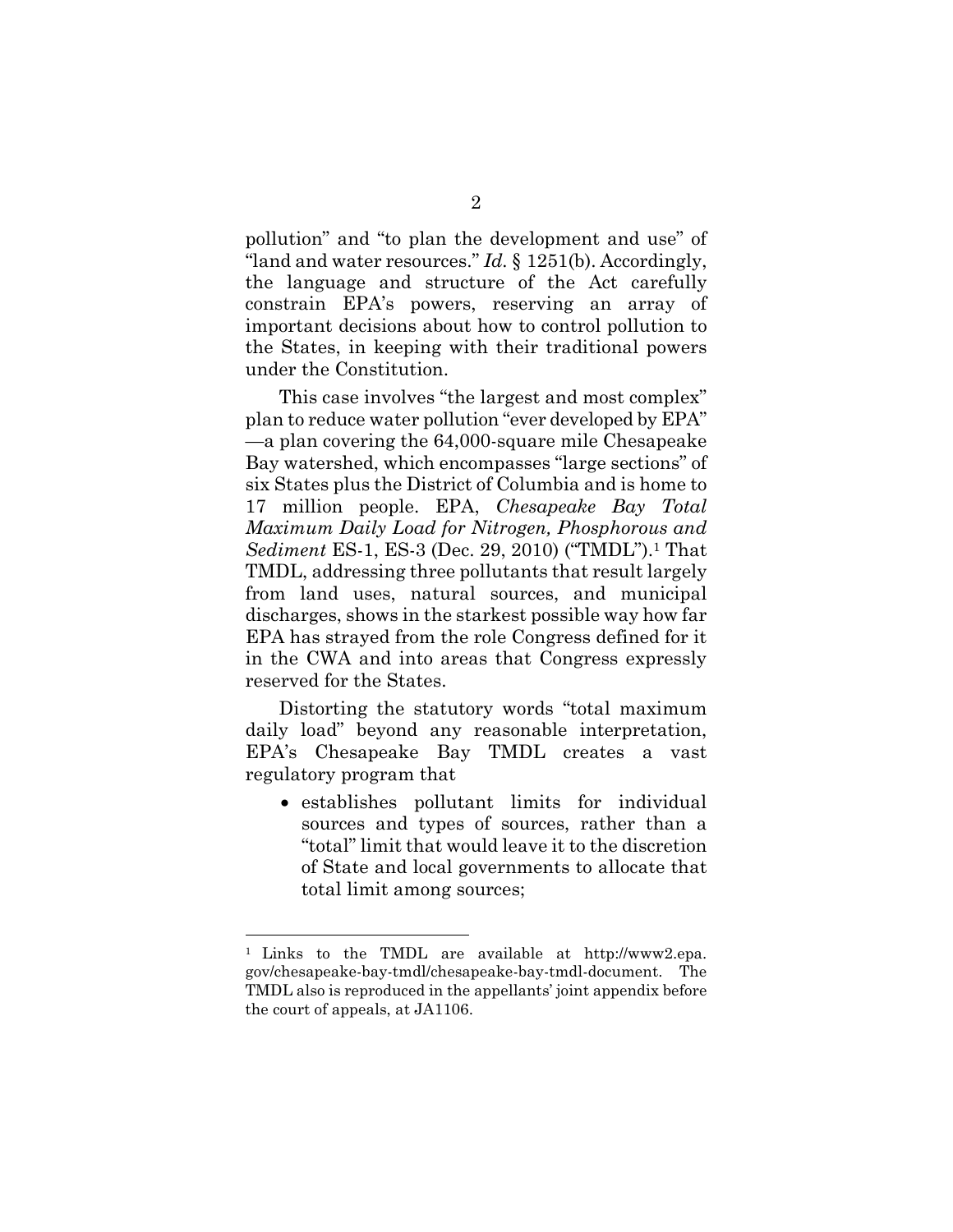pollution" and "to plan the development and use" of "land and water resources." *Id.* § 1251(b). Accordingly, the language and structure of the Act carefully constrain EPA's powers, reserving an array of important decisions about how to control pollution to the States, in keeping with their traditional powers under the Constitution.

This case involves "the largest and most complex" plan to reduce water pollution "ever developed by EPA"—a plan covering the 64,000-square mile Chesapeake Bay watershed, which encompasses "large sections" of six States plus the District of Columbia and is home to 17 million people. EPA, *Chesapeake Bay Total Maximum Daily Load for Nitrogen, Phosphorous and Sediment* ES-1, ES-3 (Dec. 29, 2010) ("TMDL").[1] That TMDL, addressing three pollutants that result largely from land uses, natural sources, and municipal discharges, shows in the starkest possible way how far EPA has strayed from the role Congress defined for it in the CWA and into areas that Congress expressly reserved for the States.

Distorting the statutory words "total maximum daily load" beyond any reasonable interpretation, EPA's Chesapeake Bay TMDL creates a vast regulatory program that

- establishes pollutant limits for individual sources and types of sources, rather than a "total" limit that would leave it to the discretion of State and local governments to allocate that total limit among sources;

[1] Links to the TMDL are available at http://www2.epa.gov/chesapeake-bay-tmdl/chesapeake-bay-tmdl-document. The TMDL also is reproduced in the appellants' joint appendix before the court of appeals, at JA1106.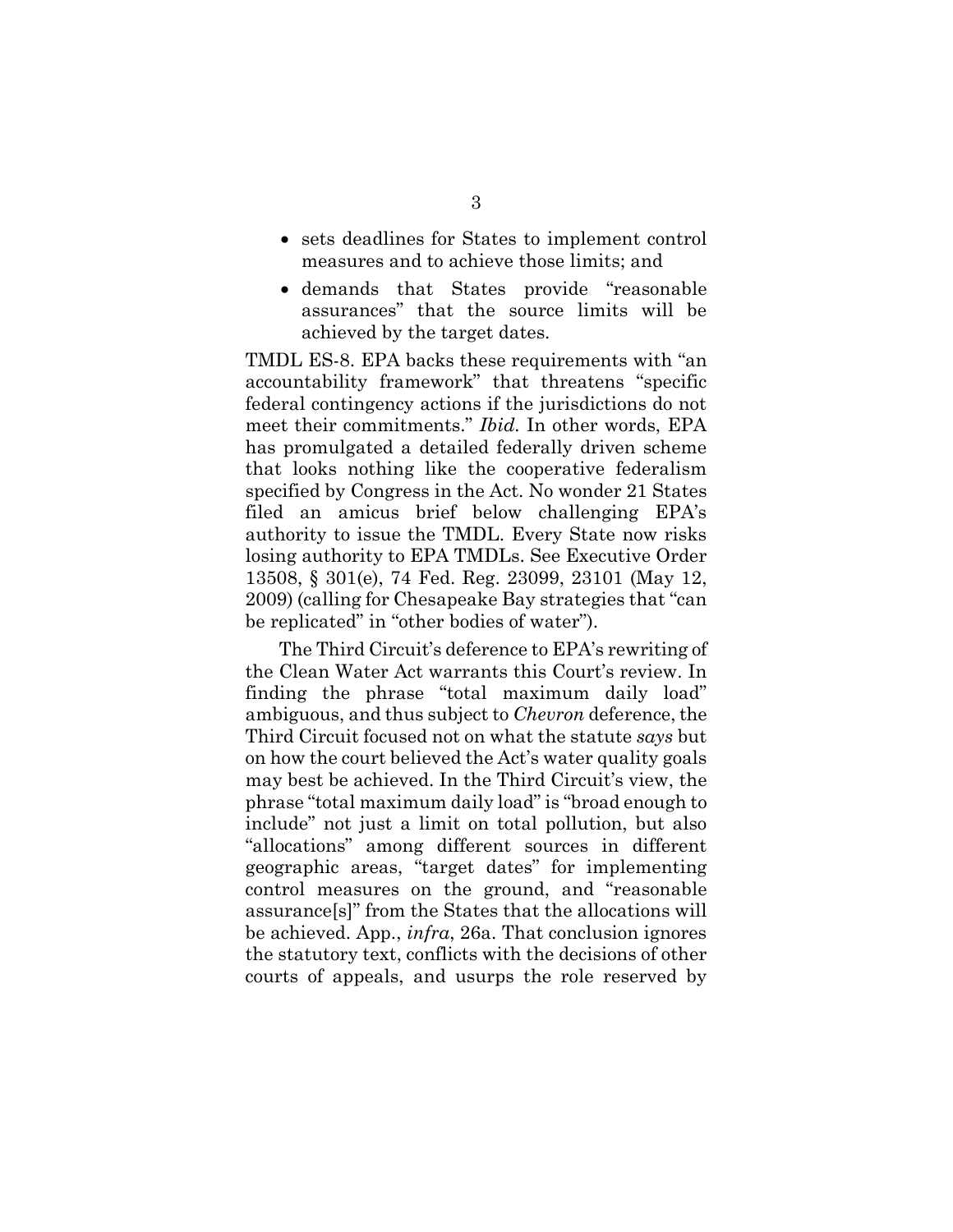- sets deadlines for States to implement control measures and to achieve those limits; and
- demands that States provide "reasonable assurances" that the source limits will be achieved by the target dates.

TMDL ES-8. EPA backs these requirements with "an accountability framework" that threatens "specific federal contingency actions if the jurisdictions do not meet their commitments." *Ibid.* In other words, EPA has promulgated a detailed federally driven scheme that looks nothing like the cooperative federalism specified by Congress in the Act. No wonder 21 States filed an amicus brief below challenging EPA's authority to issue the TMDL. Every State now risks losing authority to EPA TMDLs. See Executive Order 13508, § 301(e), 74 Fed. Reg. 23099, 23101 (May 12, 2009) (calling for Chesapeake Bay strategies that "can be replicated" in "other bodies of water").

The Third Circuit's deference to EPA's rewriting of the Clean Water Act warrants this Court's review. In finding the phrase "total maximum daily load" ambiguous, and thus subject to *Chevron* deference, the Third Circuit focused not on what the statute *says* but on how the court believed the Act's water quality goals may best be achieved. In the Third Circuit's view, the phrase "total maximum daily load" is "broad enough to include" not just a limit on total pollution, but also "allocations" among different sources in different geographic areas, "target dates" for implementing control measures on the ground, and "reasonable assurance[s]" from the States that the allocations will be achieved. App., *infra*, 26a. That conclusion ignores the statutory text, conflicts with the decisions of other courts of appeals, and usurps the role reserved by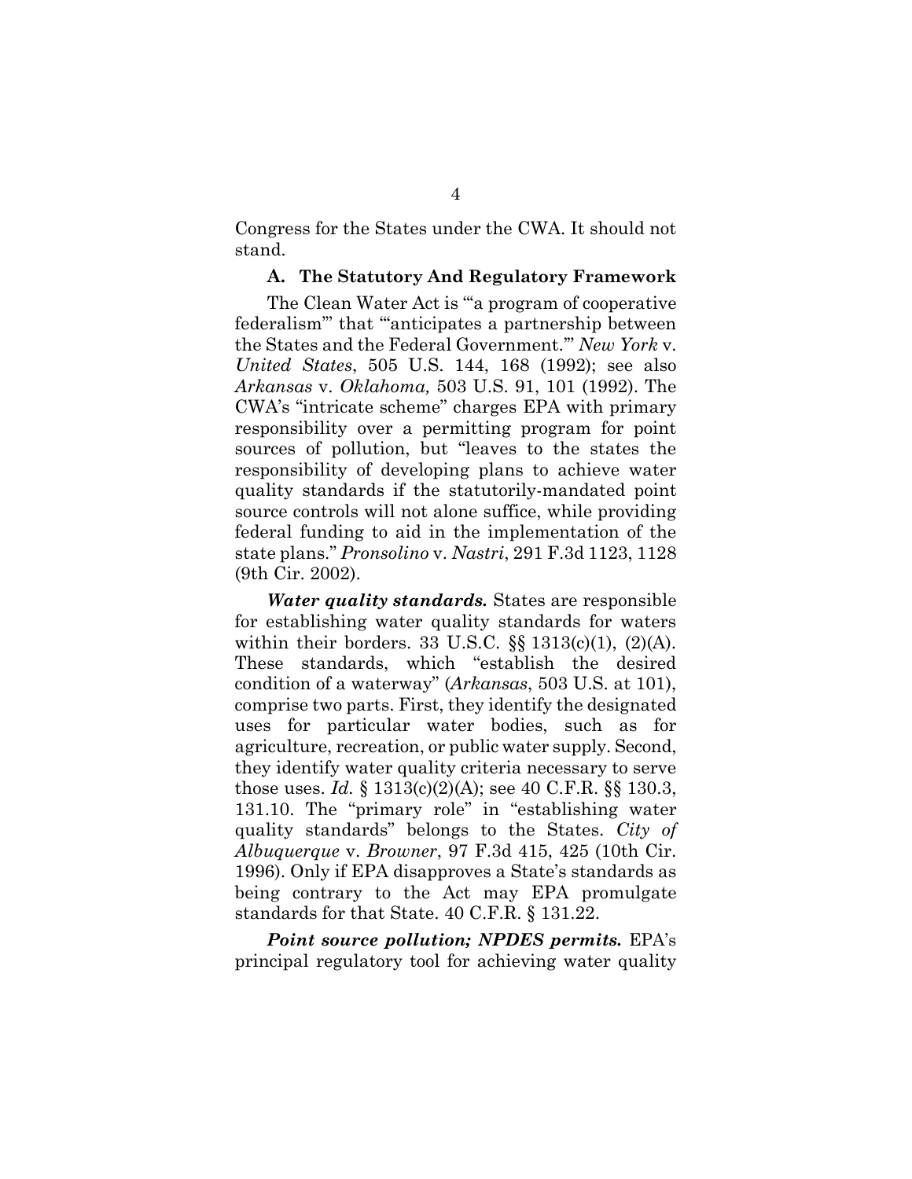Congress for the States under the CWA. It should not stand.

### A. The Statutory And Regulatory Framework

The Clean Water Act is "'a program of cooperative federalism'" that "'anticipates a partnership between the States and the Federal Government.'" *New York* v. *United States*, 505 U.S. 144, 168 (1992); see also *Arkansas* v. *Oklahoma,* 503 U.S. 91, 101 (1992). The CWA's "intricate scheme" charges EPA with primary responsibility over a permitting program for point sources of pollution, but "leaves to the states the responsibility of developing plans to achieve water quality standards if the statutorily-mandated point source controls will not alone suffice, while providing federal funding to aid in the implementation of the state plans." *Pronsolino* v. *Nastri*, 291 F.3d 1123, 1128 (9th Cir. 2002).

***Water quality standards.*** States are responsible for establishing water quality standards for waters within their borders. 33 U.S.C. §§ 1313(c)(1), (2)(A). These standards, which "establish the desired condition of a waterway" (*Arkansas*, 503 U.S. at 101), comprise two parts. First, they identify the designated uses for particular water bodies, such as for agriculture, recreation, or public water supply. Second, they identify water quality criteria necessary to serve those uses. *Id.* § 1313(c)(2)(A); see 40 C.F.R. §§ 130.3, 131.10. The "primary role" in "establishing water quality standards" belongs to the States. *City of Albuquerque* v. *Browner*, 97 F.3d 415, 425 (10th Cir. 1996). Only if EPA disapproves a State's standards as being contrary to the Act may EPA promulgate standards for that State. 40 C.F.R. § 131.22.

***Point source pollution; NPDES permits.*** EPA's principal regulatory tool for achieving water quality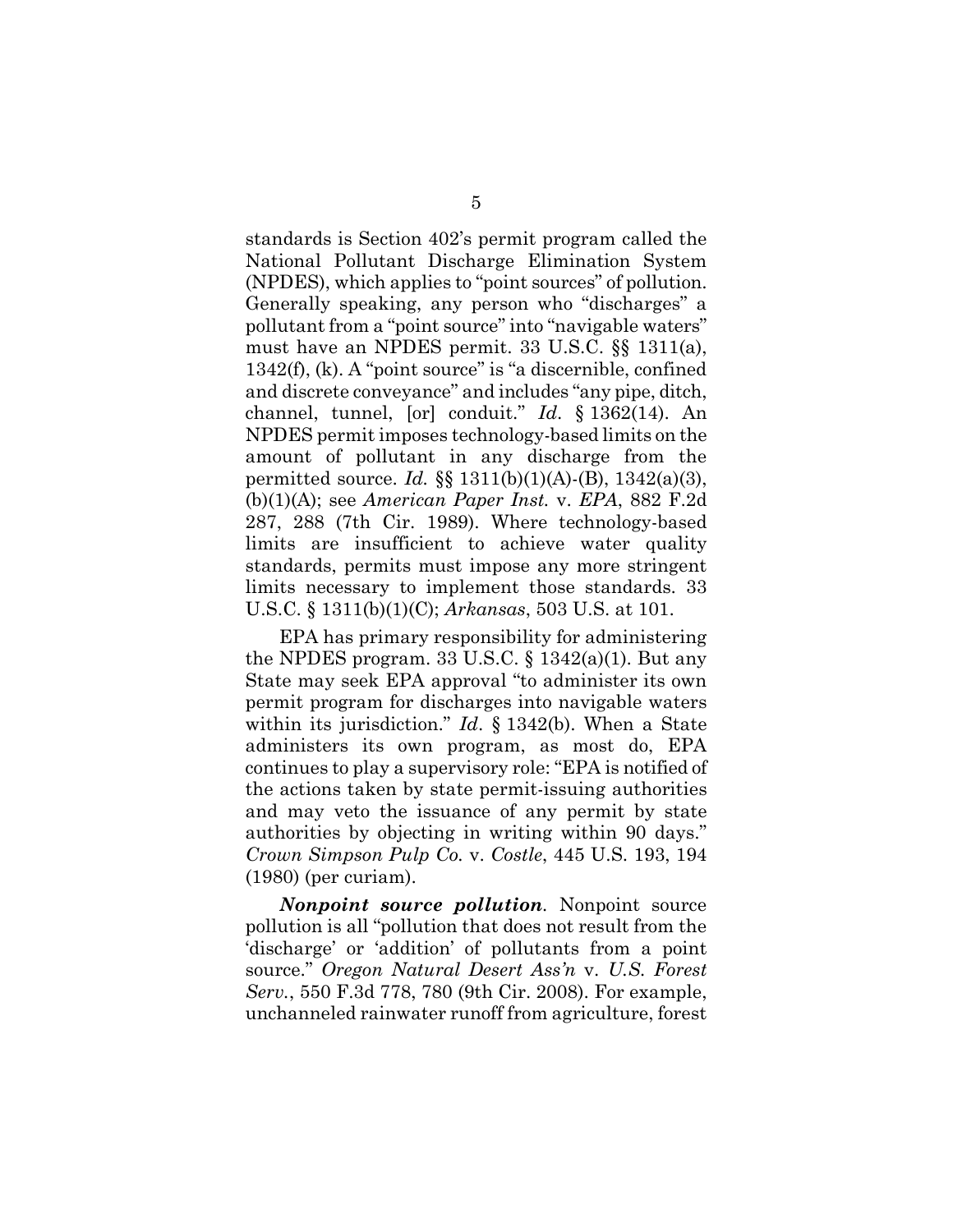standards is Section 402's permit program called the National Pollutant Discharge Elimination System (NPDES), which applies to "point sources" of pollution. Generally speaking, any person who "discharges" a pollutant from a "point source" into "navigable waters" must have an NPDES permit. 33 U.S.C. §§ 1311(a), 1342(f), (k). A "point source" is "a discernible, confined and discrete conveyance" and includes "any pipe, ditch, channel, tunnel, [or] conduit." *Id*. § 1362(14). An NPDES permit imposes technology-based limits on the amount of pollutant in any discharge from the permitted source. *Id.* §§ 1311(b)(1)(A)-(B), 1342(a)(3), (b)(1)(A); see *American Paper Inst.* v. *EPA*, 882 F.2d 287, 288 (7th Cir. 1989). Where technology-based limits are insufficient to achieve water quality standards, permits must impose any more stringent limits necessary to implement those standards. 33 U.S.C. § 1311(b)(1)(C); *Arkansas*, 503 U.S. at 101.

EPA has primary responsibility for administering the NPDES program. 33 U.S.C. § 1342(a)(1). But any State may seek EPA approval "to administer its own permit program for discharges into navigable waters within its jurisdiction." *Id*. § 1342(b). When a State administers its own program, as most do, EPA continues to play a supervisory role: "EPA is notified of the actions taken by state permit-issuing authorities and may veto the issuance of any permit by state authorities by objecting in writing within 90 days." *Crown Simpson Pulp Co.* v. *Costle*, 445 U.S. 193, 194 (1980) (per curiam).

***Nonpoint source pollution***. Nonpoint source pollution is all "pollution that does not result from the 'discharge' or 'addition' of pollutants from a point source." *Oregon Natural Desert Ass'n* v. *U.S. Forest Serv.*, 550 F.3d 778, 780 (9th Cir. 2008). For example, unchanneled rainwater runoff from agriculture, forest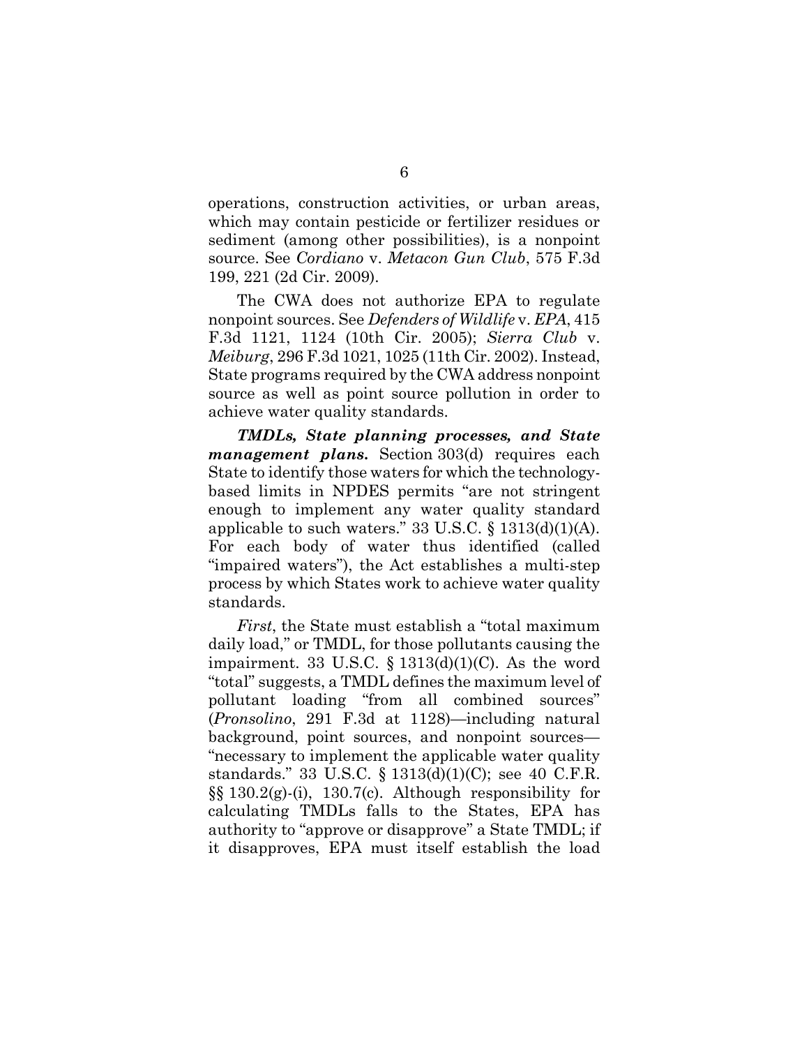operations, construction activities, or urban areas, which may contain pesticide or fertilizer residues or sediment (among other possibilities), is a nonpoint source. See *Cordiano* v. *Metacon Gun Club*, 575 F.3d 199, 221 (2d Cir. 2009).

The CWA does not authorize EPA to regulate nonpoint sources. See *Defenders of Wildlife* v. *EPA*, 415 F.3d 1121, 1124 (10th Cir. 2005); *Sierra Club* v. *Meiburg*, 296 F.3d 1021, 1025 (11th Cir. 2002). Instead, State programs required by the CWA address nonpoint source as well as point source pollution in order to achieve water quality standards.

***TMDLs, State planning processes, and State management plans.*** Section 303(d) requires each State to identify those waters for which the technology-based limits in NPDES permits "are not stringent enough to implement any water quality standard applicable to such waters." 33 U.S.C. § 1313(d)(1)(A). For each body of water thus identified (called "impaired waters"), the Act establishes a multi-step process by which States work to achieve water quality standards.

*First*, the State must establish a "total maximum daily load," or TMDL, for those pollutants causing the impairment. 33 U.S.C. § 1313(d)(1)(C). As the word "total" suggests, a TMDL defines the maximum level of pollutant loading "from all combined sources" (*Pronsolino*, 291 F.3d at 1128)—including natural background, point sources, and nonpoint sources—"necessary to implement the applicable water quality standards." 33 U.S.C. § 1313(d)(1)(C); see 40 C.F.R. §§ 130.2(g)-(i), 130.7(c). Although responsibility for calculating TMDLs falls to the States, EPA has authority to "approve or disapprove" a State TMDL; if it disapproves, EPA must itself establish the load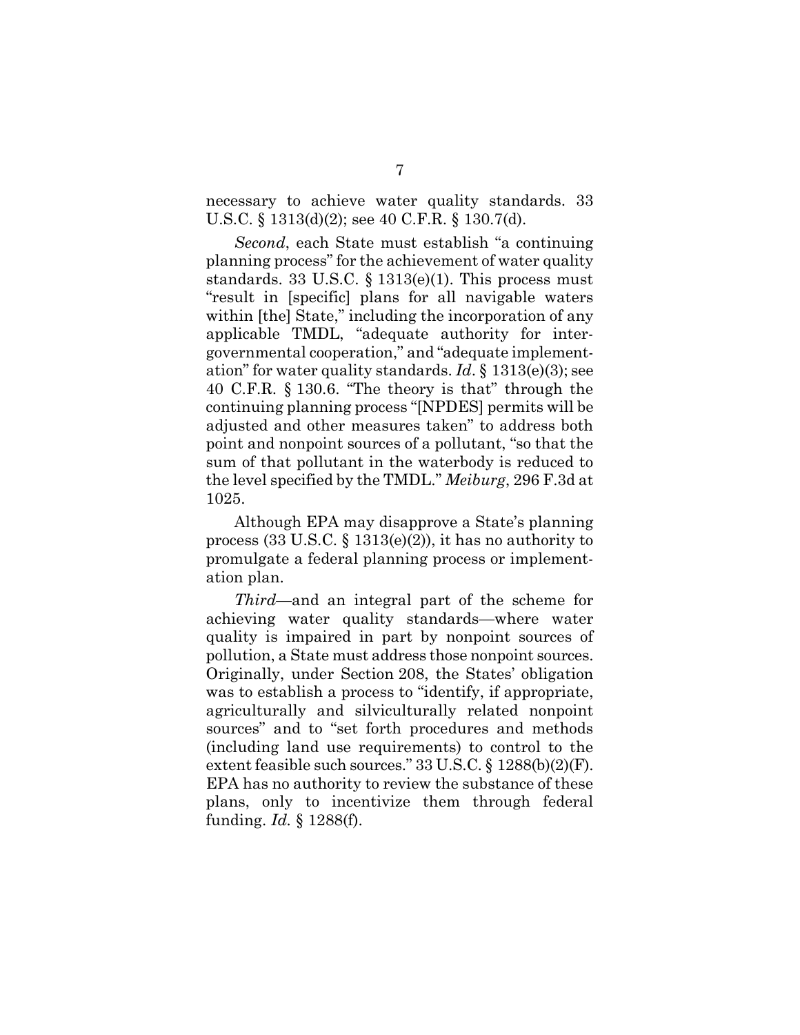necessary to achieve water quality standards. 33 U.S.C. § 1313(d)(2); see 40 C.F.R. § 130.7(d).

*Second*, each State must establish "a continuing planning process" for the achievement of water quality standards. 33 U.S.C. § 1313(e)(1). This process must "result in [specific] plans for all navigable waters within [the] State," including the incorporation of any applicable TMDL, "adequate authority for intergovernmental cooperation," and "adequate implementation" for water quality standards. *Id*. § 1313(e)(3); see 40 C.F.R. § 130.6. "The theory is that" through the continuing planning process "[NPDES] permits will be adjusted and other measures taken" to address both point and nonpoint sources of a pollutant, "so that the sum of that pollutant in the waterbody is reduced to the level specified by the TMDL." *Meiburg*, 296 F.3d at 1025.

Although EPA may disapprove a State's planning process (33 U.S.C. § 1313(e)(2)), it has no authority to promulgate a federal planning process or implementation plan.

*Third*—and an integral part of the scheme for achieving water quality standards—where water quality is impaired in part by nonpoint sources of pollution, a State must address those nonpoint sources. Originally, under Section 208, the States' obligation was to establish a process to "identify, if appropriate, agriculturally and silviculturally related nonpoint sources" and to "set forth procedures and methods (including land use requirements) to control to the extent feasible such sources." 33 U.S.C. § 1288(b)(2)(F). EPA has no authority to review the substance of these plans, only to incentivize them through federal funding. *Id.* § 1288(f).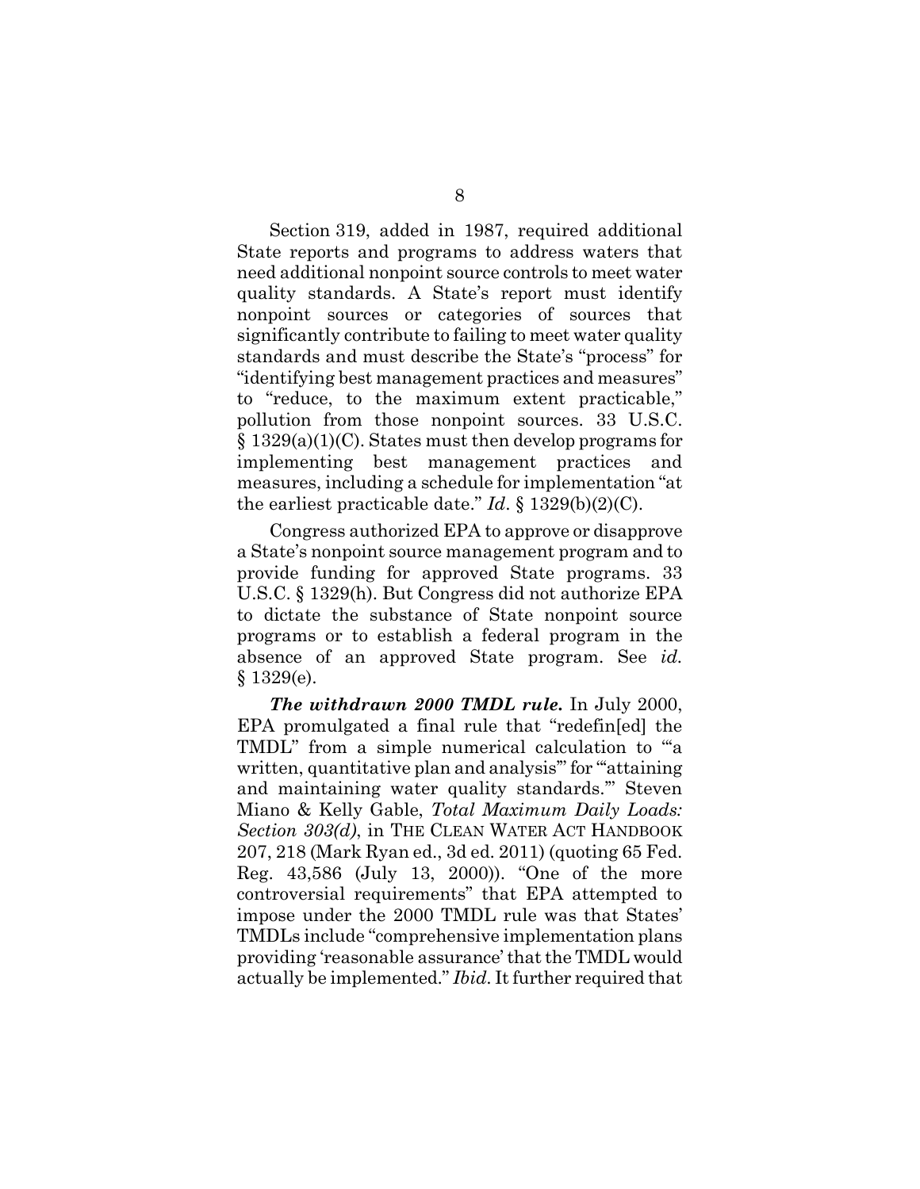Section 319, added in 1987, required additional State reports and programs to address waters that need additional nonpoint source controls to meet water quality standards. A State's report must identify nonpoint sources or categories of sources that significantly contribute to failing to meet water quality standards and must describe the State's "process" for "identifying best management practices and measures" to "reduce, to the maximum extent practicable," pollution from those nonpoint sources. 33 U.S.C. § 1329(a)(1)(C). States must then develop programs for implementing best management practices and measures, including a schedule for implementation "at the earliest practicable date." *Id*. § 1329(b)(2)(C).

Congress authorized EPA to approve or disapprove a State's nonpoint source management program and to provide funding for approved State programs. 33 U.S.C. § 1329(h). But Congress did not authorize EPA to dictate the substance of State nonpoint source programs or to establish a federal program in the absence of an approved State program. See *id*. § 1329(e).

***The withdrawn 2000 TMDL rule.*** In July 2000, EPA promulgated a final rule that "redefin[ed] the TMDL" from a simple numerical calculation to "'a written, quantitative plan and analysis'" for "'attaining and maintaining water quality standards.'" Steven Miano & Kelly Gable, *Total Maximum Daily Loads: Section 303(d)*, in THE CLEAN WATER ACT HANDBOOK 207, 218 (Mark Ryan ed., 3d ed. 2011) (quoting 65 Fed. Reg. 43,586 (July 13, 2000)). "One of the more controversial requirements" that EPA attempted to impose under the 2000 TMDL rule was that States' TMDLs include "comprehensive implementation plans providing 'reasonable assurance' that the TMDL would actually be implemented." *Ibid.* It further required that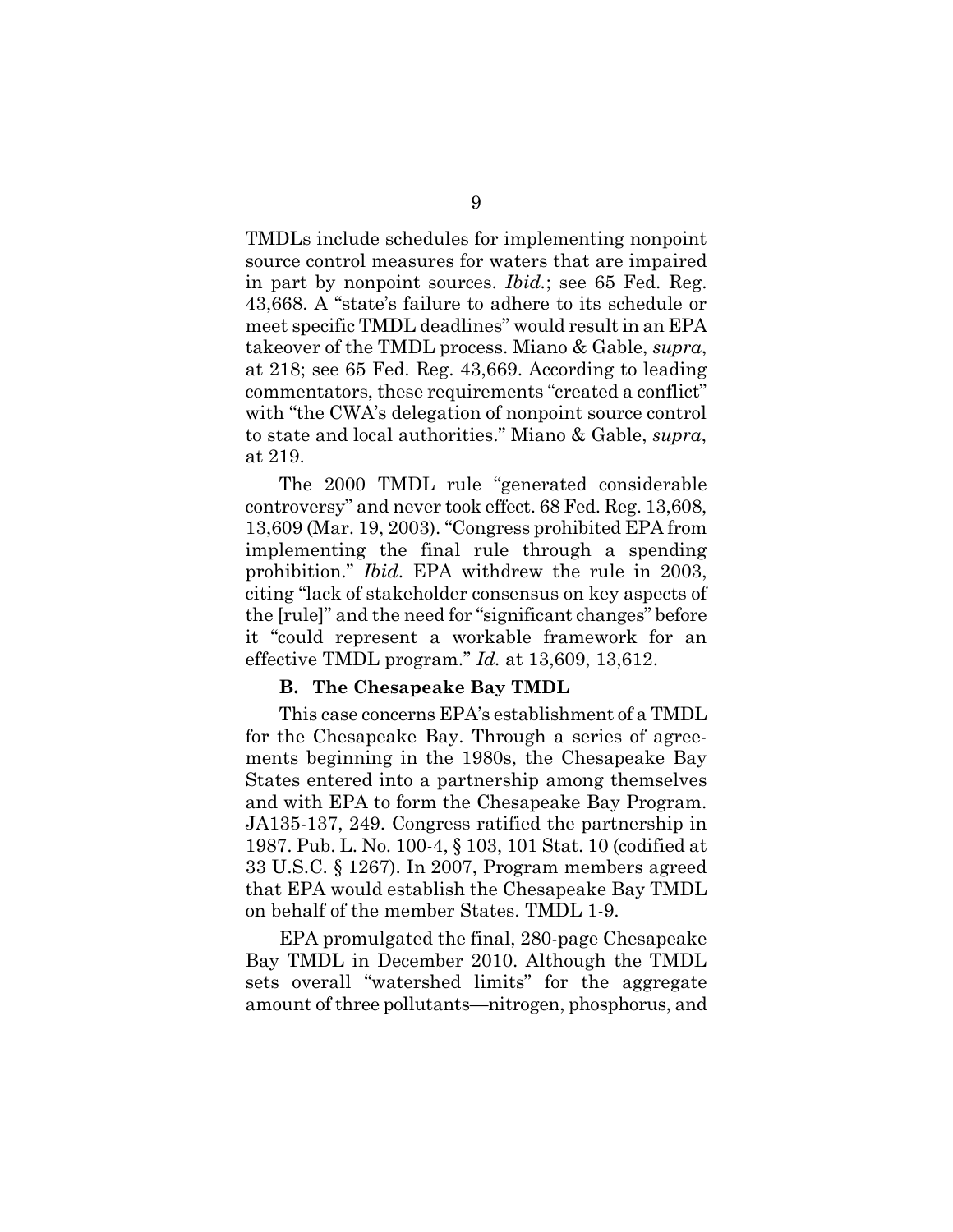TMDLs include schedules for implementing nonpoint source control measures for waters that are impaired in part by nonpoint sources. *Ibid.*; see 65 Fed. Reg. 43,668. A "state's failure to adhere to its schedule or meet specific TMDL deadlines" would result in an EPA takeover of the TMDL process. Miano & Gable, *supra*, at 218; see 65 Fed. Reg. 43,669. According to leading commentators, these requirements "created a conflict" with "the CWA's delegation of nonpoint source control to state and local authorities." Miano & Gable, *supra*, at 219.

The 2000 TMDL rule "generated considerable controversy" and never took effect. 68 Fed. Reg. 13,608, 13,609 (Mar. 19, 2003). "Congress prohibited EPA from implementing the final rule through a spending prohibition." *Ibid.* EPA withdrew the rule in 2003, citing "lack of stakeholder consensus on key aspects of the [rule]" and the need for "significant changes" before it "could represent a workable framework for an effective TMDL program." *Id.* at 13,609, 13,612.

### B. The Chesapeake Bay TMDL

This case concerns EPA's establishment of a TMDL for the Chesapeake Bay. Through a series of agreements beginning in the 1980s, the Chesapeake Bay States entered into a partnership among themselves and with EPA to form the Chesapeake Bay Program. JA135-137, 249. Congress ratified the partnership in 1987. Pub. L. No. 100-4, § 103, 101 Stat. 10 (codified at 33 U.S.C. § 1267). In 2007, Program members agreed that EPA would establish the Chesapeake Bay TMDL on behalf of the member States. TMDL 1-9.

EPA promulgated the final, 280-page Chesapeake Bay TMDL in December 2010. Although the TMDL sets overall "watershed limits" for the aggregate amount of three pollutants—nitrogen, phosphorus, and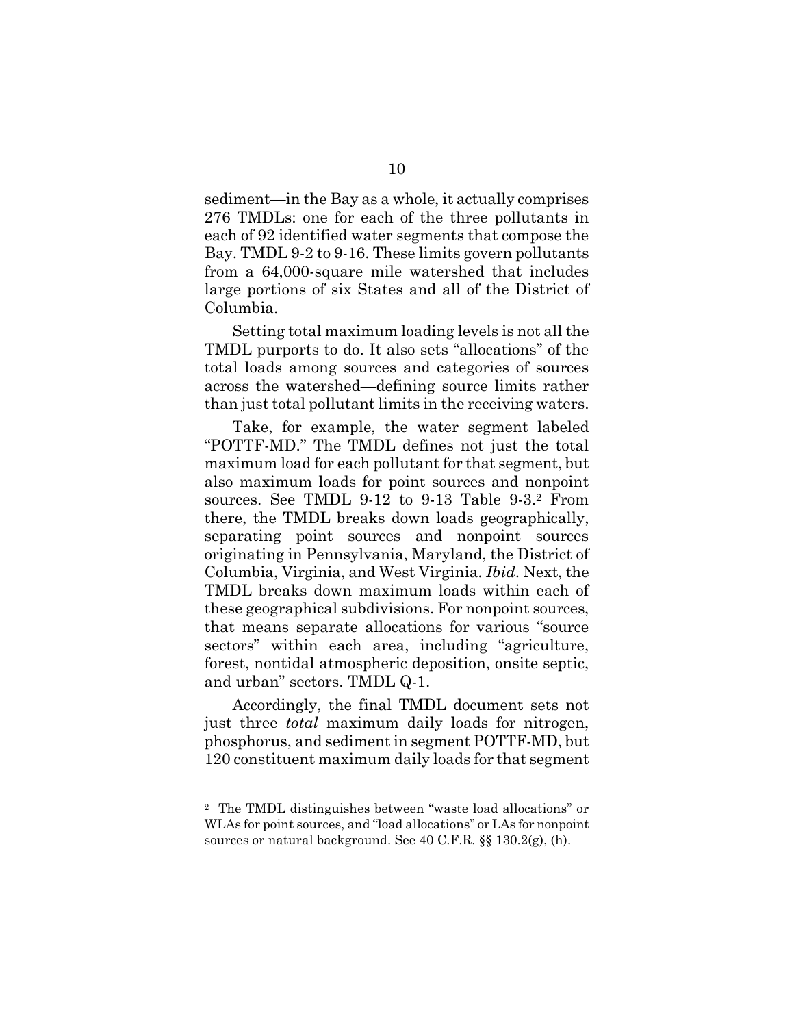sediment—in the Bay as a whole, it actually comprises 276 TMDLs: one for each of the three pollutants in each of 92 identified water segments that compose the Bay. TMDL 9-2 to 9-16. These limits govern pollutants from a 64,000-square mile watershed that includes large portions of six States and all of the District of Columbia.

Setting total maximum loading levels is not all the TMDL purports to do. It also sets "allocations" of the total loads among sources and categories of sources across the watershed—defining source limits rather than just total pollutant limits in the receiving waters.

Take, for example, the water segment labeled "POTTF-MD." The TMDL defines not just the total maximum load for each pollutant for that segment, but also maximum loads for point sources and nonpoint sources. See TMDL 9-12 to 9-13 Table 9-3.[2] From there, the TMDL breaks down loads geographically, separating point sources and nonpoint sources originating in Pennsylvania, Maryland, the District of Columbia, Virginia, and West Virginia. *Ibid*. Next, the TMDL breaks down maximum loads within each of these geographical subdivisions. For nonpoint sources, that means separate allocations for various "source sectors" within each area, including "agriculture, forest, nontidal atmospheric deposition, onsite septic, and urban" sectors. TMDL Q-1.

Accordingly, the final TMDL document sets not just three *total* maximum daily loads for nitrogen, phosphorus, and sediment in segment POTTF-MD, but 120 constituent maximum daily loads for that segment

---

[2] The TMDL distinguishes between "waste load allocations" or WLAs for point sources, and "load allocations" or LAs for nonpoint sources or natural background. See 40 C.F.R. §§ 130.2(g), (h).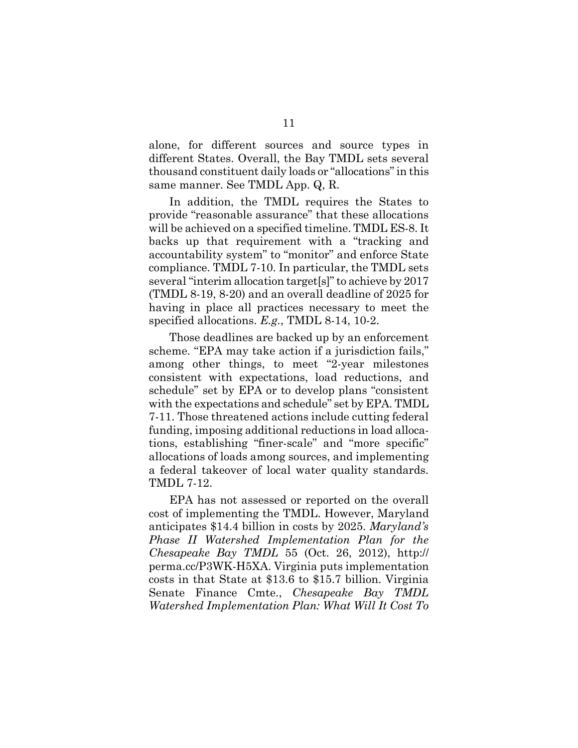alone, for different sources and source types in different States. Overall, the Bay TMDL sets several thousand constituent daily loads or "allocations" in this same manner. See TMDL App. Q, R.

In addition, the TMDL requires the States to provide "reasonable assurance" that these allocations will be achieved on a specified timeline. TMDL ES-8. It backs up that requirement with a "tracking and accountability system" to "monitor" and enforce State compliance. TMDL 7-10. In particular, the TMDL sets several "interim allocation target[s]" to achieve by 2017 (TMDL 8-19, 8-20) and an overall deadline of 2025 for having in place all practices necessary to meet the specified allocations. *E.g.*, TMDL 8-14, 10-2.

Those deadlines are backed up by an enforcement scheme. "EPA may take action if a jurisdiction fails," among other things, to meet "2-year milestones consistent with expectations, load reductions, and schedule" set by EPA or to develop plans "consistent with the expectations and schedule" set by EPA. TMDL 7-11. Those threatened actions include cutting federal funding, imposing additional reductions in load allocations, establishing "finer-scale" and "more specific" allocations of loads among sources, and implementing a federal takeover of local water quality standards. TMDL 7-12.

EPA has not assessed or reported on the overall cost of implementing the TMDL. However, Maryland anticipates $14.4 billion in costs by 2025. *Maryland's Phase II Watershed Implementation Plan for the Chesapeake Bay TMDL* 55 (Oct. 26, 2012), http://perma.cc/P3WK-H5XA. Virginia puts implementation costs in that State at $13.6 to $15.7 billion. Virginia Senate Finance Cmte., *Chesapeake Bay TMDL Watershed Implementation Plan: What Will It Cost To*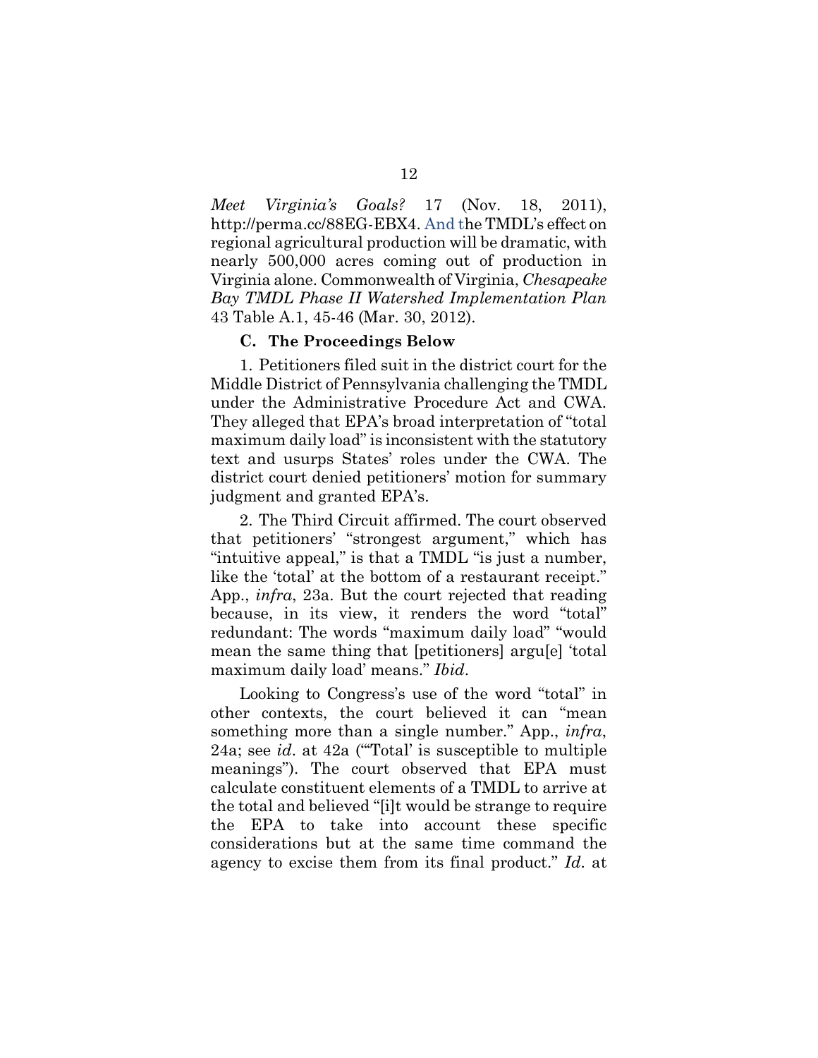*Meet Virginia's Goals?* 17 (Nov. 18, 2011), http://perma.cc/88EG-EBX4. And the TMDL's effect on regional agricultural production will be dramatic, with nearly 500,000 acres coming out of production in Virginia alone. Commonwealth of Virginia, *Chesapeake Bay TMDL Phase II Watershed Implementation Plan* 43 Table A.1, 45-46 (Mar. 30, 2012).

### C. The Proceedings Below

1. Petitioners filed suit in the district court for the Middle District of Pennsylvania challenging the TMDL under the Administrative Procedure Act and CWA. They alleged that EPA's broad interpretation of "total maximum daily load" is inconsistent with the statutory text and usurps States' roles under the CWA. The district court denied petitioners' motion for summary judgment and granted EPA's.

2. The Third Circuit affirmed. The court observed that petitioners' "strongest argument," which has "intuitive appeal," is that a TMDL "is just a number, like the 'total' at the bottom of a restaurant receipt." App., *infra*, 23a. But the court rejected that reading because, in its view, it renders the word "total" redundant: The words "maximum daily load" "would mean the same thing that [petitioners] argu[e] 'total maximum daily load' means." *Ibid*.

Looking to Congress's use of the word "total" in other contexts, the court believed it can "mean something more than a single number." App., *infra*, 24a; see *id*. at 42a ("'Total' is susceptible to multiple meanings"). The court observed that EPA must calculate constituent elements of a TMDL to arrive at the total and believed "[i]t would be strange to require the EPA to take into account these specific considerations but at the same time command the agency to excise them from its final product." *Id*. at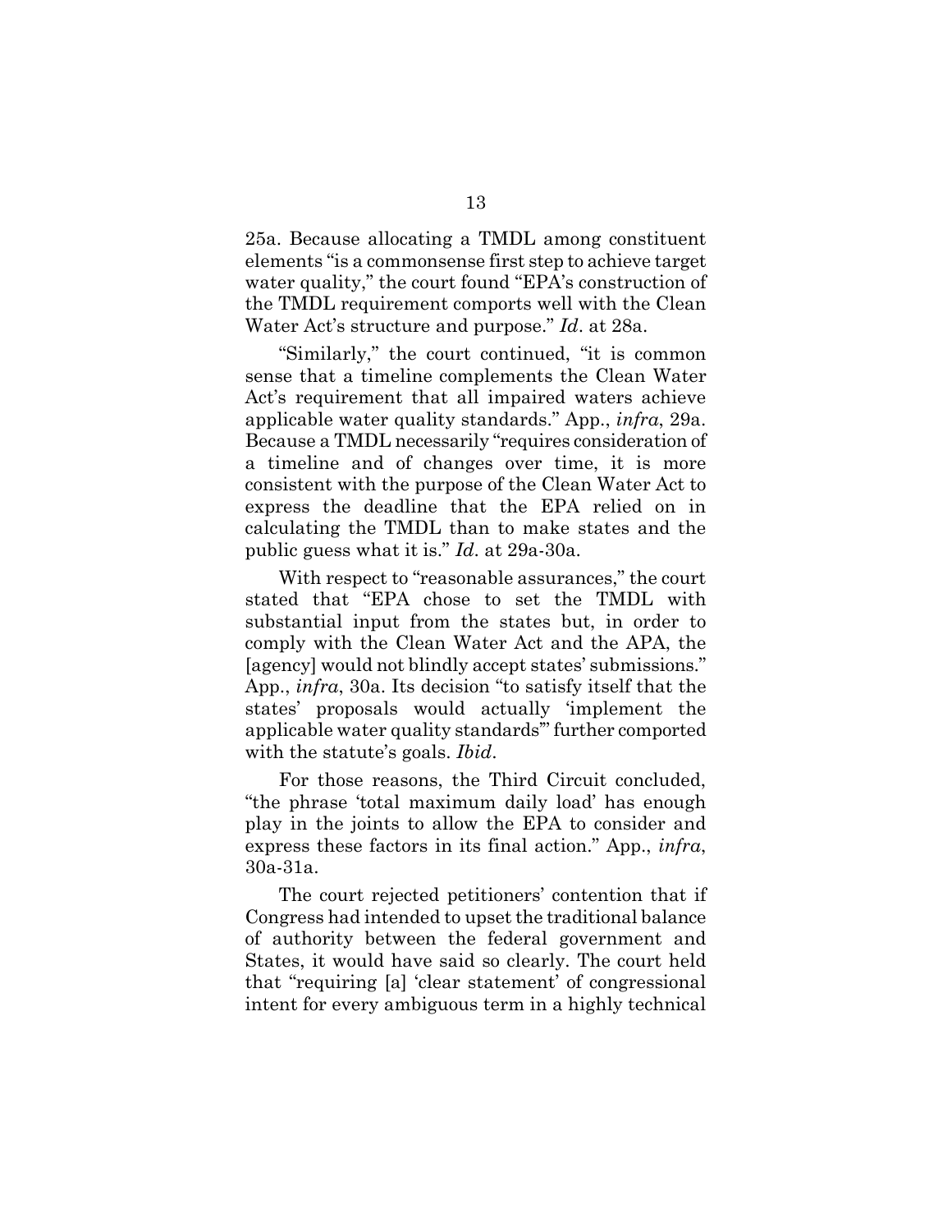25a. Because allocating a TMDL among constituent elements "is a commonsense first step to achieve target water quality," the court found "EPA's construction of the TMDL requirement comports well with the Clean Water Act's structure and purpose." *Id*. at 28a.

"Similarly," the court continued, "it is common sense that a timeline complements the Clean Water Act's requirement that all impaired waters achieve applicable water quality standards." App., *infra*, 29a. Because a TMDL necessarily "requires consideration of a timeline and of changes over time, it is more consistent with the purpose of the Clean Water Act to express the deadline that the EPA relied on in calculating the TMDL than to make states and the public guess what it is." *Id*. at 29a-30a.

With respect to "reasonable assurances," the court stated that "EPA chose to set the TMDL with substantial input from the states but, in order to comply with the Clean Water Act and the APA, the [agency] would not blindly accept states' submissions." App., *infra*, 30a. Its decision "to satisfy itself that the states' proposals would actually 'implement the applicable water quality standards'" further comported with the statute's goals. *Ibid*.

For those reasons, the Third Circuit concluded, "the phrase 'total maximum daily load' has enough play in the joints to allow the EPA to consider and express these factors in its final action." App., *infra*, 30a-31a.

The court rejected petitioners' contention that if Congress had intended to upset the traditional balance of authority between the federal government and States, it would have said so clearly. The court held that "requiring [a] 'clear statement' of congressional intent for every ambiguous term in a highly technical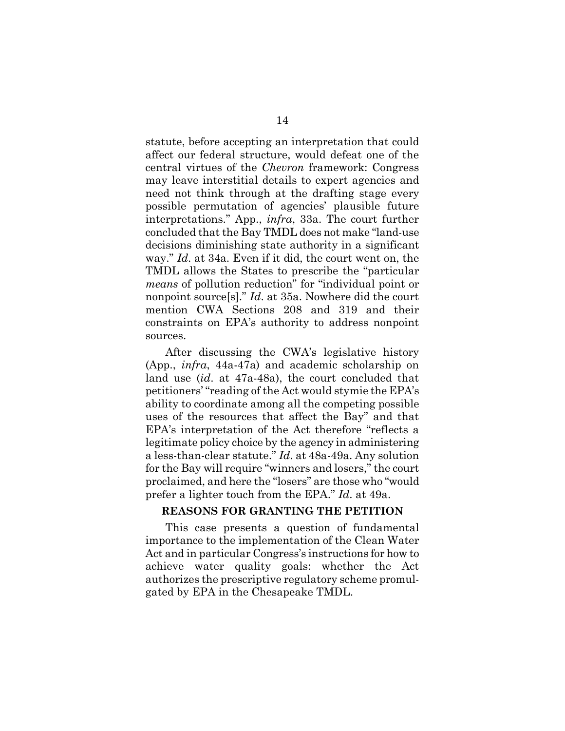statute, before accepting an interpretation that could affect our federal structure, would defeat one of the central virtues of the *Chevron* framework: Congress may leave interstitial details to expert agencies and need not think through at the drafting stage every possible permutation of agencies' plausible future interpretations." App., *infra*, 33a. The court further concluded that the Bay TMDL does not make "land-use decisions diminishing state authority in a significant way." *Id*. at 34a. Even if it did, the court went on, the TMDL allows the States to prescribe the "particular *means* of pollution reduction" for "individual point or nonpoint source[s]." *Id*. at 35a. Nowhere did the court mention CWA Sections 208 and 319 and their constraints on EPA's authority to address nonpoint sources.

After discussing the CWA's legislative history (App., *infra*, 44a-47a) and academic scholarship on land use (*id*. at 47a-48a), the court concluded that petitioners' "reading of the Act would stymie the EPA's ability to coordinate among all the competing possible uses of the resources that affect the Bay" and that EPA's interpretation of the Act therefore "reflects a legitimate policy choice by the agency in administering a less-than-clear statute." *Id*. at 48a-49a. Any solution for the Bay will require "winners and losers," the court proclaimed, and here the "losers" are those who "would prefer a lighter touch from the EPA." *Id*. at 49a.

## REASONS FOR GRANTING THE PETITION

This case presents a question of fundamental importance to the implementation of the Clean Water Act and in particular Congress's instructions for how to achieve water quality goals: whether the Act authorizes the prescriptive regulatory scheme promulgated by EPA in the Chesapeake TMDL.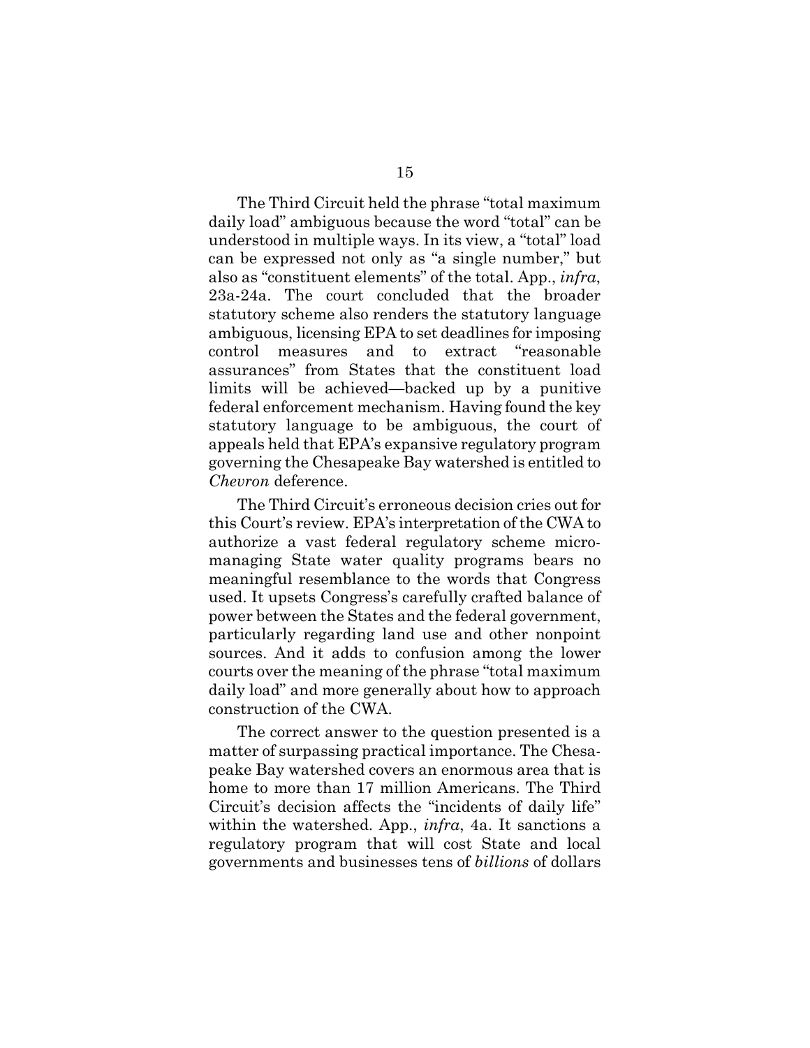The Third Circuit held the phrase "total maximum daily load" ambiguous because the word "total" can be understood in multiple ways. In its view, a "total" load can be expressed not only as "a single number," but also as "constituent elements" of the total. App., *infra*, 23a-24a. The court concluded that the broader statutory scheme also renders the statutory language ambiguous, licensing EPA to set deadlines for imposing control measures and to extract "reasonable assurances" from States that the constituent load limits will be achieved—backed up by a punitive federal enforcement mechanism. Having found the key statutory language to be ambiguous, the court of appeals held that EPA's expansive regulatory program governing the Chesapeake Bay watershed is entitled to *Chevron* deference.

The Third Circuit's erroneous decision cries out for this Court's review. EPA's interpretation of the CWA to authorize a vast federal regulatory scheme micro-managing State water quality programs bears no meaningful resemblance to the words that Congress used. It upsets Congress's carefully crafted balance of power between the States and the federal government, particularly regarding land use and other nonpoint sources. And it adds to confusion among the lower courts over the meaning of the phrase "total maximum daily load" and more generally about how to approach construction of the CWA.

The correct answer to the question presented is a matter of surpassing practical importance. The Chesapeake Bay watershed covers an enormous area that is home to more than 17 million Americans. The Third Circuit's decision affects the "incidents of daily life" within the watershed. App., *infra*, 4a. It sanctions a regulatory program that will cost State and local governments and businesses tens of *billions* of dollars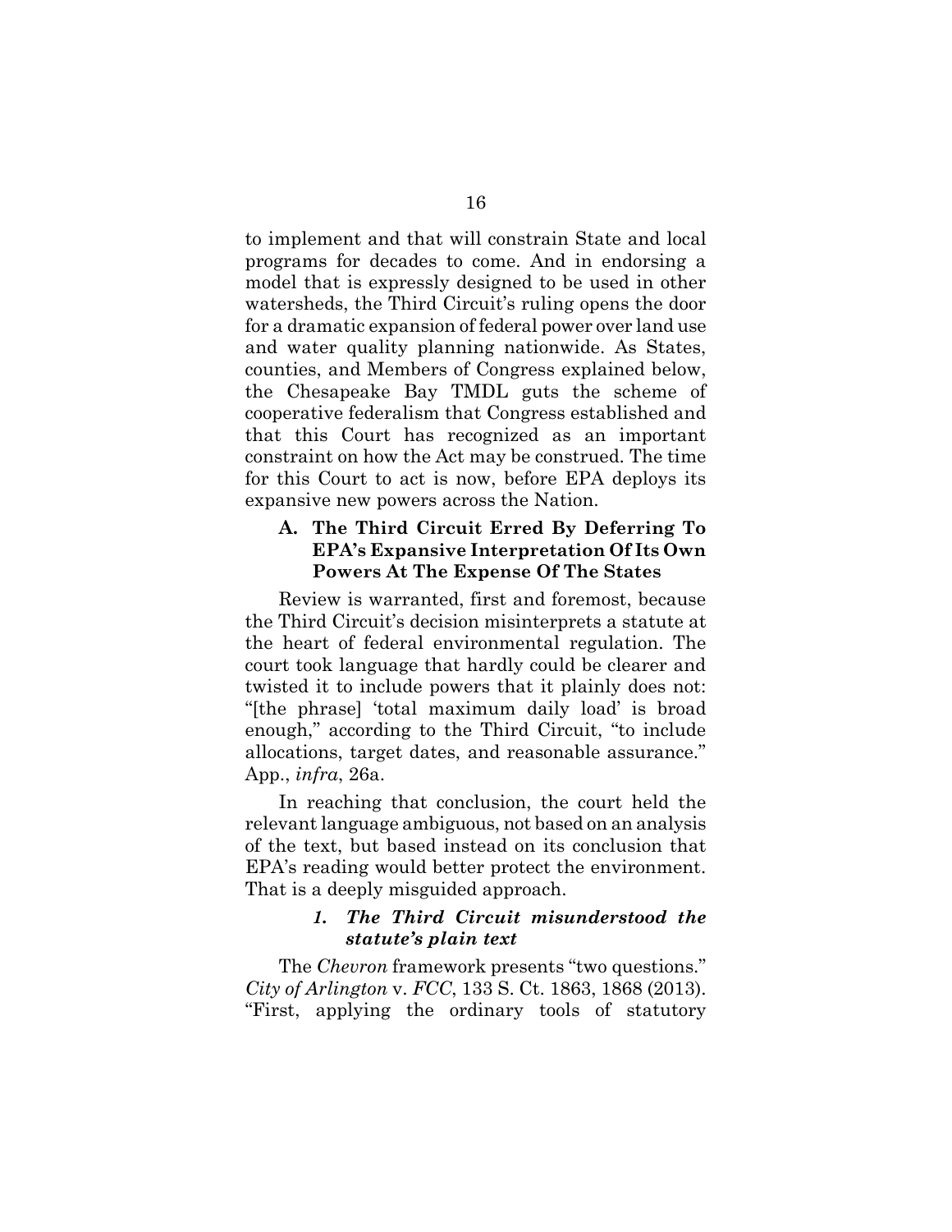to implement and that will constrain State and local programs for decades to come. And in endorsing a model that is expressly designed to be used in other watersheds, the Third Circuit's ruling opens the door for a dramatic expansion of federal power over land use and water quality planning nationwide. As States, counties, and Members of Congress explained below, the Chesapeake Bay TMDL guts the scheme of cooperative federalism that Congress established and that this Court has recognized as an important constraint on how the Act may be construed. The time for this Court to act is now, before EPA deploys its expansive new powers across the Nation.

### A. The Third Circuit Erred By Deferring To EPA's Expansive Interpretation Of Its Own Powers At The Expense Of The States

Review is warranted, first and foremost, because the Third Circuit's decision misinterprets a statute at the heart of federal environmental regulation. The court took language that hardly could be clearer and twisted it to include powers that it plainly does not: "[the phrase] 'total maximum daily load' is broad enough," according to the Third Circuit, "to include allocations, target dates, and reasonable assurance." App., *infra*, 26a.

In reaching that conclusion, the court held the relevant language ambiguous, not based on an analysis of the text, but based instead on its conclusion that EPA's reading would better protect the environment. That is a deeply misguided approach.

#### *1. The Third Circuit misunderstood the statute's plain text*

The *Chevron* framework presents "two questions." *City of Arlington* v. *FCC*, 133 S. Ct. 1863, 1868 (2013). "First, applying the ordinary tools of statutory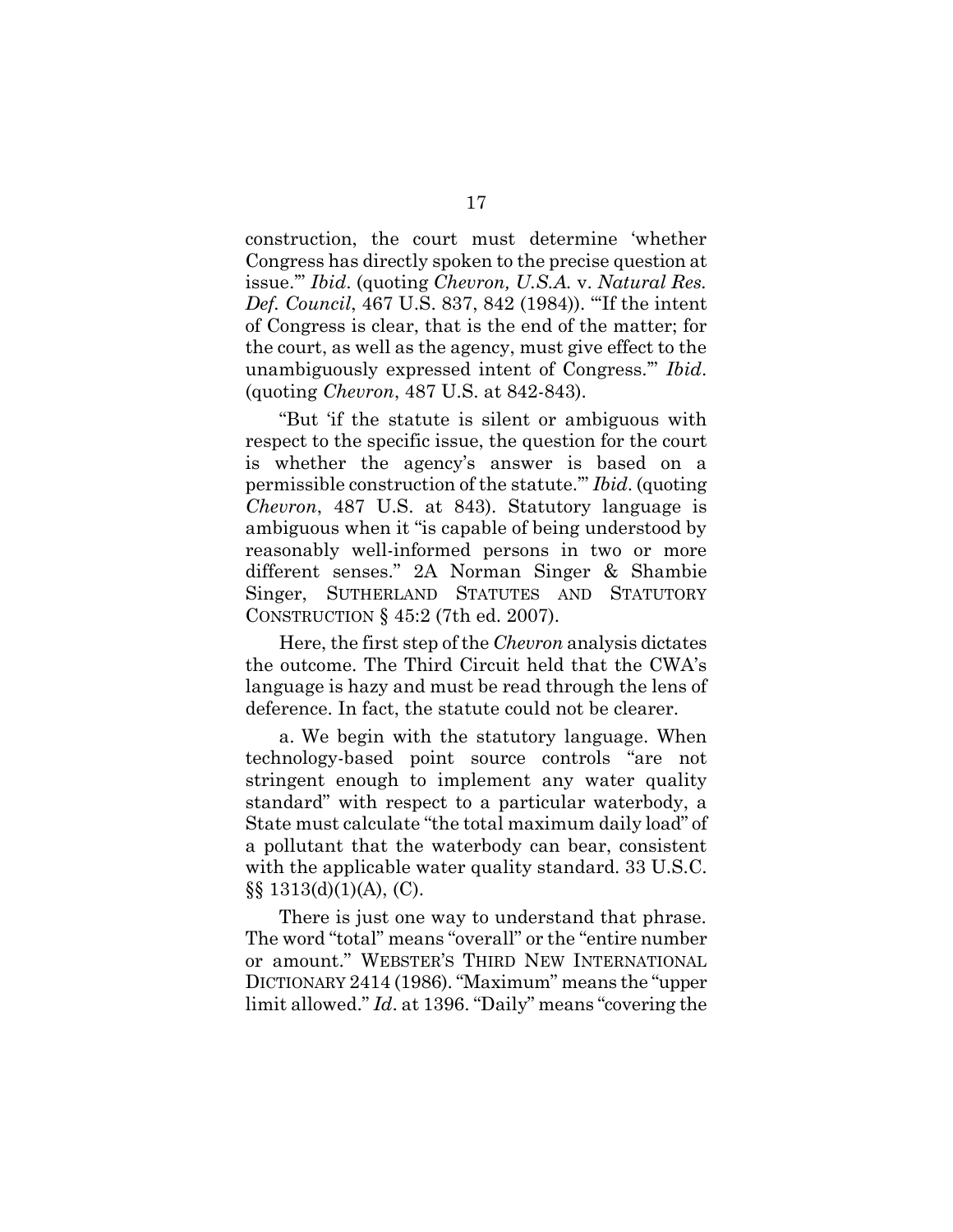construction, the court must determine 'whether Congress has directly spoken to the precise question at issue.'" *Ibid*. (quoting *Chevron, U.S.A.* v. *Natural Res. Def. Council*, 467 U.S. 837, 842 (1984)). "'If the intent of Congress is clear, that is the end of the matter; for the court, as well as the agency, must give effect to the unambiguously expressed intent of Congress.'" *Ibid*. (quoting *Chevron*, 487 U.S. at 842-843).

"But 'if the statute is silent or ambiguous with respect to the specific issue, the question for the court is whether the agency's answer is based on a permissible construction of the statute.'" *Ibid*. (quoting *Chevron*, 487 U.S. at 843). Statutory language is ambiguous when it "is capable of being understood by reasonably well-informed persons in two or more different senses." 2A Norman Singer & Shambie Singer, SUTHERLAND STATUTES AND STATUTORY CONSTRUCTION § 45:2 (7th ed. 2007).

Here, the first step of the *Chevron* analysis dictates the outcome. The Third Circuit held that the CWA's language is hazy and must be read through the lens of deference. In fact, the statute could not be clearer.

a. We begin with the statutory language. When technology-based point source controls "are not stringent enough to implement any water quality standard" with respect to a particular waterbody, a State must calculate "the total maximum daily load" of a pollutant that the waterbody can bear, consistent with the applicable water quality standard. 33 U.S.C. §§ 1313(d)(1)(A), (C).

There is just one way to understand that phrase. The word "total" means "overall" or the "entire number or amount." WEBSTER'S THIRD NEW INTERNATIONAL DICTIONARY 2414 (1986). "Maximum" means the "upper limit allowed." *Id*. at 1396. "Daily" means "covering the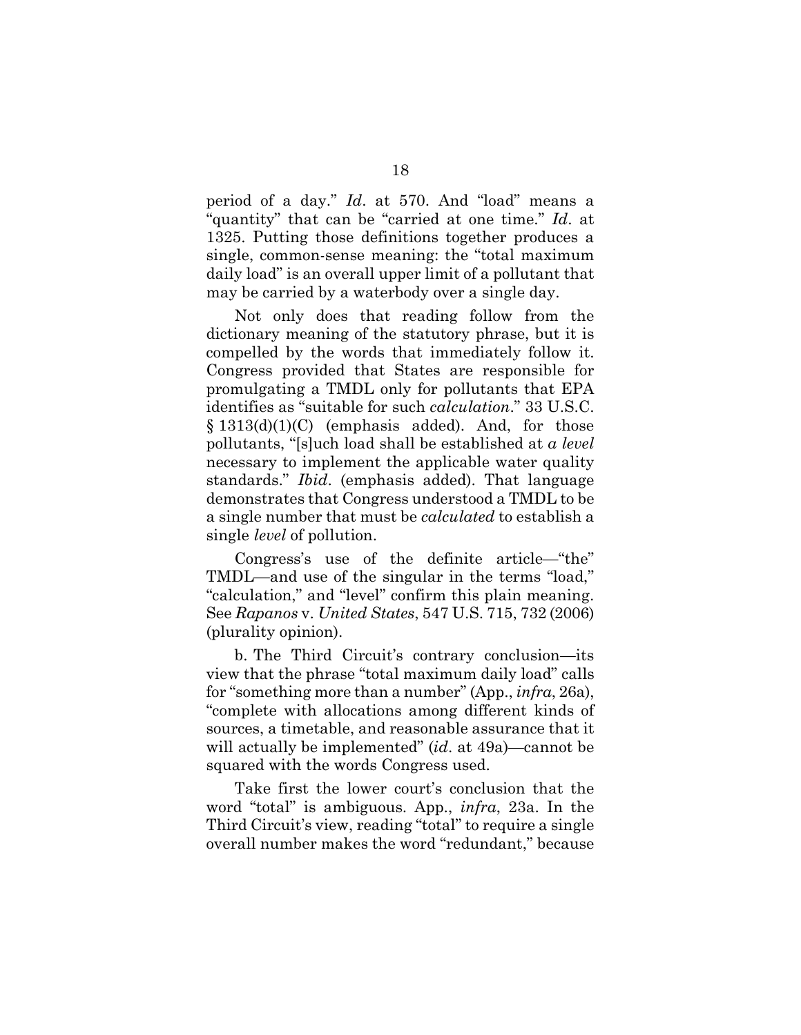period of a day." *Id*. at 570. And "load" means a "quantity" that can be "carried at one time." *Id*. at 1325. Putting those definitions together produces a single, common-sense meaning: the "total maximum daily load" is an overall upper limit of a pollutant that may be carried by a waterbody over a single day.

Not only does that reading follow from the dictionary meaning of the statutory phrase, but it is compelled by the words that immediately follow it. Congress provided that States are responsible for promulgating a TMDL only for pollutants that EPA identifies as "suitable for such *calculation*." 33 U.S.C. § 1313(d)(1)(C) (emphasis added). And, for those pollutants, "[s]uch load shall be established at *a level* necessary to implement the applicable water quality standards." *Ibid*. (emphasis added). That language demonstrates that Congress understood a TMDL to be a single number that must be *calculated* to establish a single *level* of pollution.

Congress's use of the definite article—"the" TMDL—and use of the singular in the terms "load," "calculation," and "level" confirm this plain meaning. See *Rapanos* v. *United States*, 547 U.S. 715, 732 (2006) (plurality opinion).

b. The Third Circuit's contrary conclusion—its view that the phrase "total maximum daily load" calls for "something more than a number" (App., *infra*, 26a), "complete with allocations among different kinds of sources, a timetable, and reasonable assurance that it will actually be implemented" (*id*. at 49a)—cannot be squared with the words Congress used.

Take first the lower court's conclusion that the word "total" is ambiguous. App., *infra*, 23a. In the Third Circuit's view, reading "total" to require a single overall number makes the word "redundant," because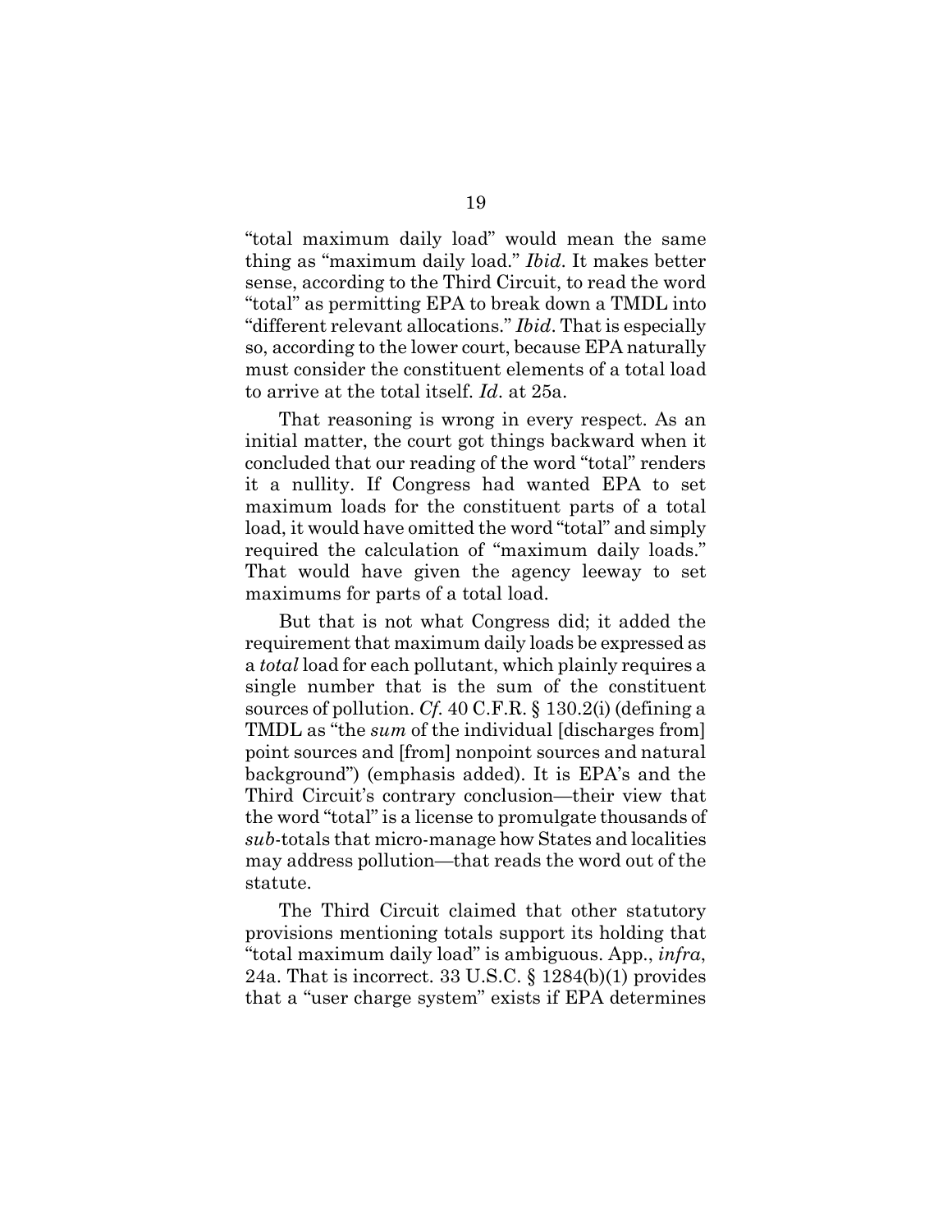"total maximum daily load" would mean the same thing as "maximum daily load." *Ibid*. It makes better sense, according to the Third Circuit, to read the word "total" as permitting EPA to break down a TMDL into "different relevant allocations." *Ibid*. That is especially so, according to the lower court, because EPA naturally must consider the constituent elements of a total load to arrive at the total itself. *Id*. at 25a.

That reasoning is wrong in every respect. As an initial matter, the court got things backward when it concluded that our reading of the word "total" renders it a nullity. If Congress had wanted EPA to set maximum loads for the constituent parts of a total load, it would have omitted the word "total" and simply required the calculation of "maximum daily loads." That would have given the agency leeway to set maximums for parts of a total load.

But that is not what Congress did; it added the requirement that maximum daily loads be expressed as a *total* load for each pollutant, which plainly requires a single number that is the sum of the constituent sources of pollution. *Cf.* 40 C.F.R. § 130.2(i) (defining a TMDL as "the *sum* of the individual [discharges from] point sources and [from] nonpoint sources and natural background") (emphasis added). It is EPA's and the Third Circuit's contrary conclusion—their view that the word "total" is a license to promulgate thousands of *sub*-totals that micro-manage how States and localities may address pollution—that reads the word out of the statute.

The Third Circuit claimed that other statutory provisions mentioning totals support its holding that "total maximum daily load" is ambiguous. App., *infra*, 24a. That is incorrect. 33 U.S.C. § 1284(b)(1) provides that a "user charge system" exists if EPA determines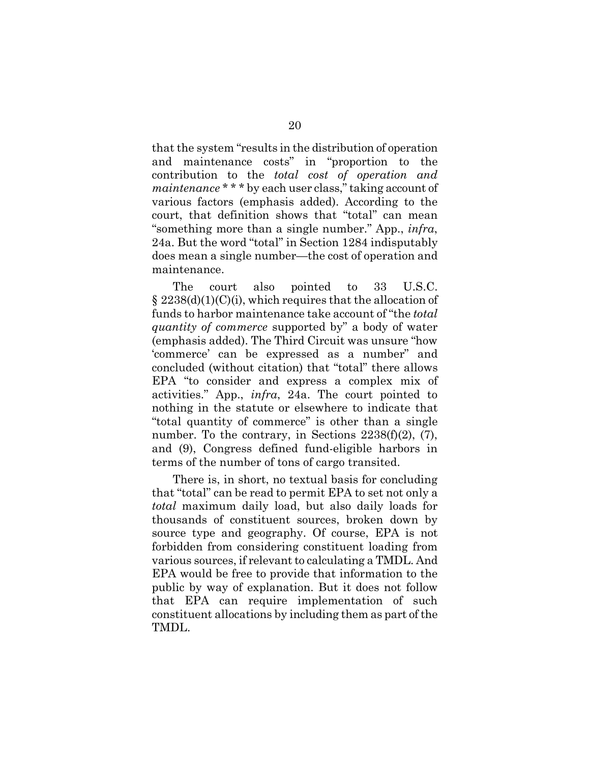that the system "results in the distribution of operation and maintenance costs" in "proportion to the contribution to the *total cost of operation and maintenance* * * * by each user class," taking account of various factors (emphasis added). According to the court, that definition shows that "total" can mean "something more than a single number." App., *infra*, 24a. But the word "total" in Section 1284 indisputably does mean a single number—the cost of operation and maintenance.

The court also pointed to 33 U.S.C. § 2238(d)(1)(C)(i), which requires that the allocation of funds to harbor maintenance take account of "the *total quantity of commerce* supported by" a body of water (emphasis added). The Third Circuit was unsure "how 'commerce' can be expressed as a number" and concluded (without citation) that "total" there allows EPA "to consider and express a complex mix of activities." App., *infra*, 24a. The court pointed to nothing in the statute or elsewhere to indicate that "total quantity of commerce" is other than a single number. To the contrary, in Sections 2238(f)(2), (7), and (9), Congress defined fund-eligible harbors in terms of the number of tons of cargo transited.

There is, in short, no textual basis for concluding that "total" can be read to permit EPA to set not only a *total* maximum daily load, but also daily loads for thousands of constituent sources, broken down by source type and geography. Of course, EPA is not forbidden from considering constituent loading from various sources, if relevant to calculating a TMDL. And EPA would be free to provide that information to the public by way of explanation. But it does not follow that EPA can require implementation of such constituent allocations by including them as part of the TMDL.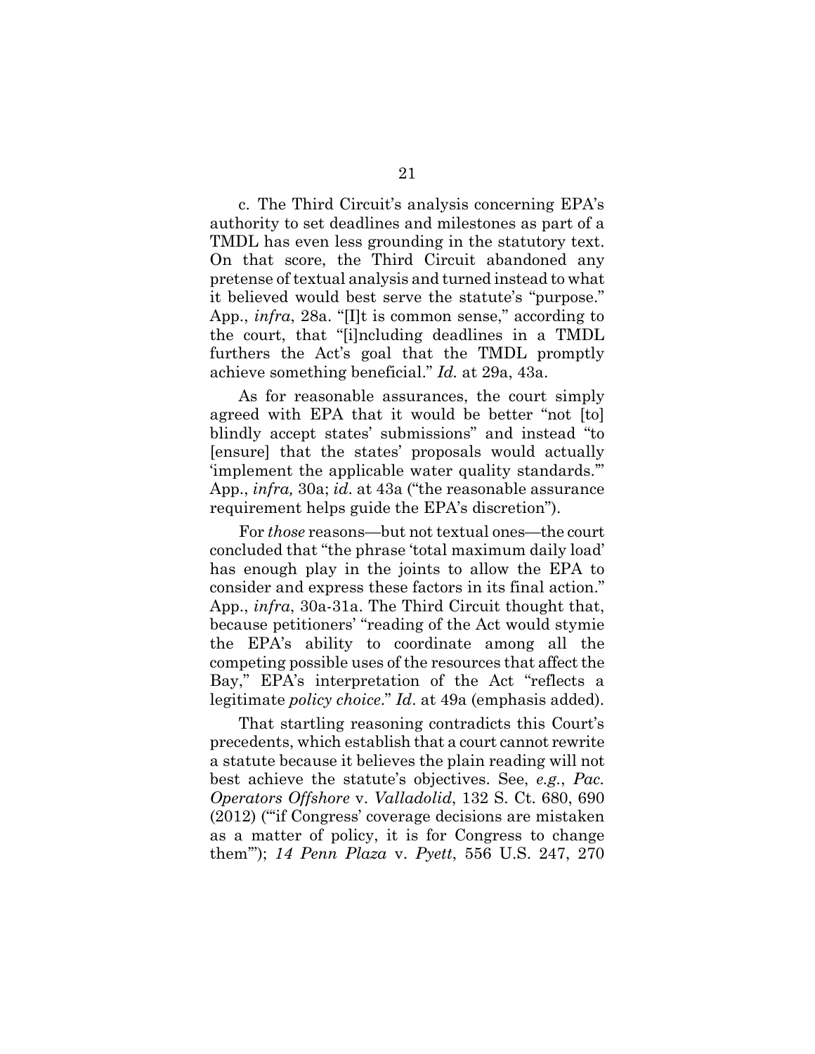c. The Third Circuit's analysis concerning EPA's authority to set deadlines and milestones as part of a TMDL has even less grounding in the statutory text. On that score, the Third Circuit abandoned any pretense of textual analysis and turned instead to what it believed would best serve the statute's "purpose." App., *infra*, 28a. "[I]t is common sense," according to the court, that "[i]ncluding deadlines in a TMDL furthers the Act's goal that the TMDL promptly achieve something beneficial." *Id.* at 29a, 43a.

As for reasonable assurances, the court simply agreed with EPA that it would be better "not [to] blindly accept states' submissions" and instead "to [ensure] that the states' proposals would actually 'implement the applicable water quality standards.'" App., *infra,* 30a; *id*. at 43a ("the reasonable assurance requirement helps guide the EPA's discretion").

For *those* reasons—but not textual ones—the court concluded that "the phrase 'total maximum daily load' has enough play in the joints to allow the EPA to consider and express these factors in its final action." App., *infra*, 30a-31a. The Third Circuit thought that, because petitioners' "reading of the Act would stymie the EPA's ability to coordinate among all the competing possible uses of the resources that affect the Bay," EPA's interpretation of the Act "reflects a legitimate *policy choice*." *Id*. at 49a (emphasis added).

That startling reasoning contradicts this Court's precedents, which establish that a court cannot rewrite a statute because it believes the plain reading will not best achieve the statute's objectives. See, *e.g.*, *Pac. Operators Offshore* v. *Valladolid*, 132 S. Ct. 680, 690 (2012) ("'if Congress' coverage decisions are mistaken as a matter of policy, it is for Congress to change them'"); *14 Penn Plaza* v. *Pyett*, 556 U.S. 247, 270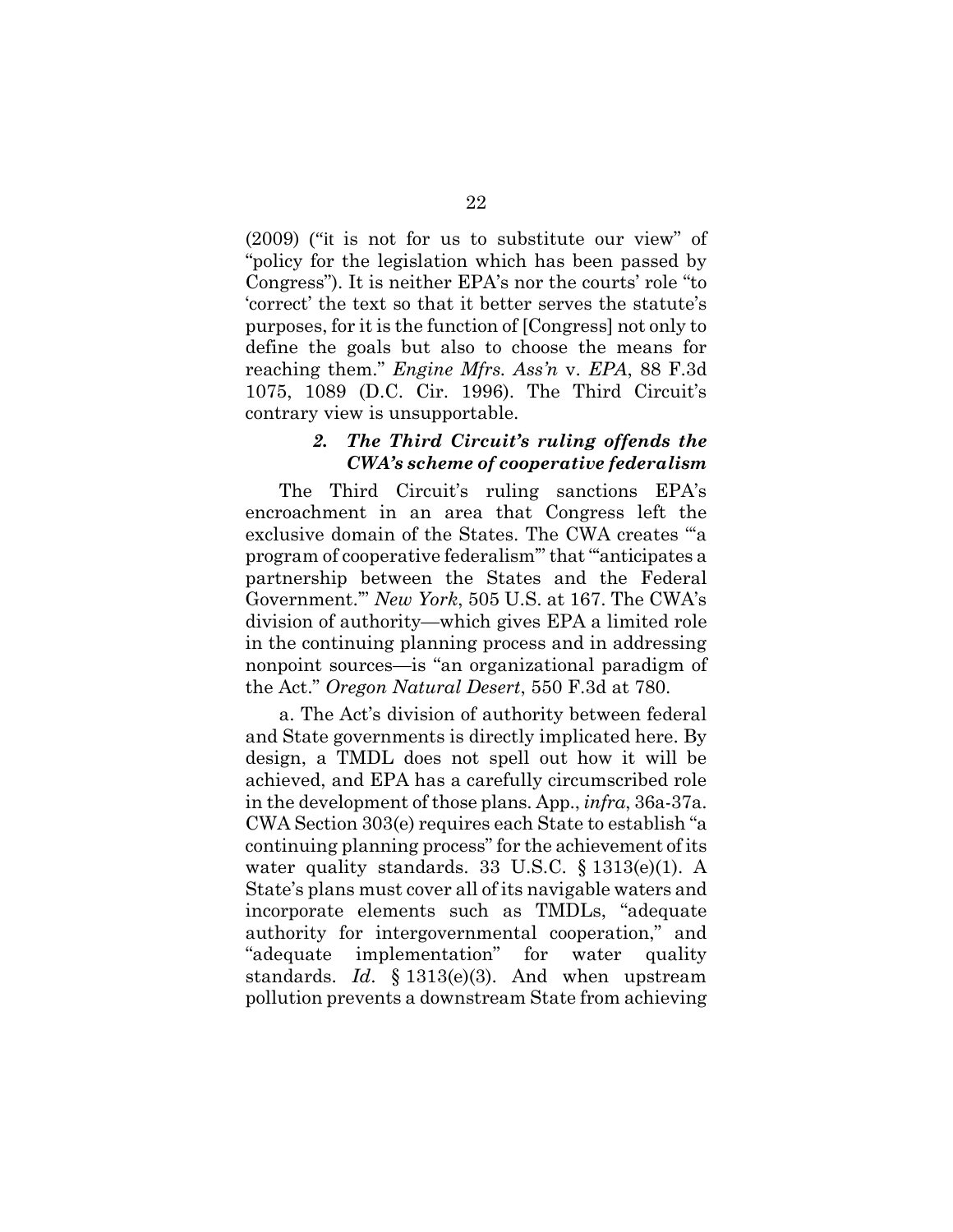(2009) ("it is not for us to substitute our view" of "policy for the legislation which has been passed by Congress"). It is neither EPA's nor the courts' role "to 'correct' the text so that it better serves the statute's purposes, for it is the function of [Congress] not only to define the goals but also to choose the means for reaching them." *Engine Mfrs. Ass'n* v. *EPA*, 88 F.3d 1075, 1089 (D.C. Cir. 1996). The Third Circuit's contrary view is unsupportable.

#### *2. The Third Circuit's ruling offends the CWA's scheme of cooperative federalism*

The Third Circuit's ruling sanctions EPA's encroachment in an area that Congress left the exclusive domain of the States. The CWA creates "'a program of cooperative federalism'" that "'anticipates a partnership between the States and the Federal Government.'" *New York*, 505 U.S. at 167. The CWA's division of authority—which gives EPA a limited role in the continuing planning process and in addressing nonpoint sources—is "an organizational paradigm of the Act." *Oregon Natural Desert*, 550 F.3d at 780.

a. The Act's division of authority between federal and State governments is directly implicated here. By design, a TMDL does not spell out how it will be achieved, and EPA has a carefully circumscribed role in the development of those plans. App., *infra*, 36a-37a. CWA Section 303(e) requires each State to establish "a continuing planning process" for the achievement of its water quality standards. 33 U.S.C. § 1313(e)(1). A State's plans must cover all of its navigable waters and incorporate elements such as TMDLs, "adequate authority for intergovernmental cooperation," and "adequate implementation" for water quality standards. *Id*. § 1313(e)(3). And when upstream pollution prevents a downstream State from achieving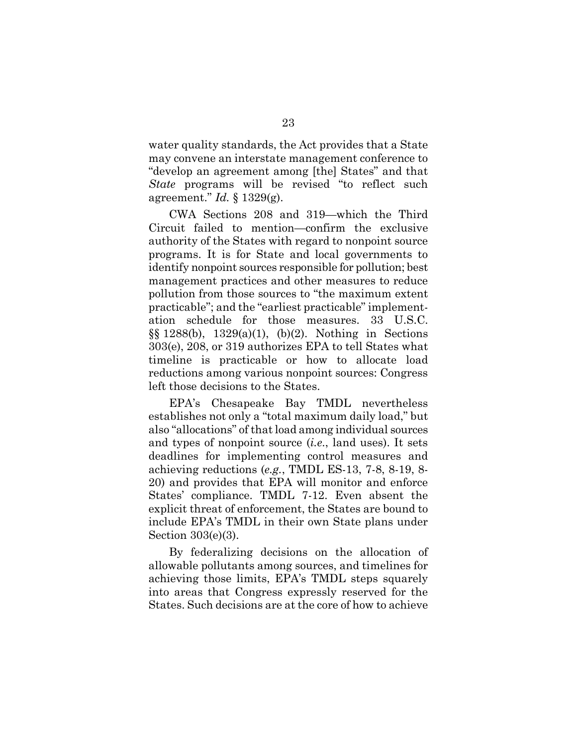water quality standards, the Act provides that a State may convene an interstate management conference to "develop an agreement among [the] States" and that *State* programs will be revised "to reflect such agreement." *Id.* § 1329(g).

CWA Sections 208 and 319—which the Third Circuit failed to mention—confirm the exclusive authority of the States with regard to nonpoint source programs. It is for State and local governments to identify nonpoint sources responsible for pollution; best management practices and other measures to reduce pollution from those sources to "the maximum extent practicable"; and the "earliest practicable" implementation schedule for those measures. 33 U.S.C. §§ 1288(b), 1329(a)(1), (b)(2). Nothing in Sections 303(e), 208, or 319 authorizes EPA to tell States what timeline is practicable or how to allocate load reductions among various nonpoint sources: Congress left those decisions to the States.

EPA's Chesapeake Bay TMDL nevertheless establishes not only a "total maximum daily load," but also "allocations" of that load among individual sources and types of nonpoint source (*i.e.*, land uses). It sets deadlines for implementing control measures and achieving reductions (*e.g.*, TMDL ES-13, 7-8, 8-19, 8-20) and provides that EPA will monitor and enforce States' compliance. TMDL 7-12. Even absent the explicit threat of enforcement, the States are bound to include EPA's TMDL in their own State plans under Section 303(e)(3).

By federalizing decisions on the allocation of allowable pollutants among sources, and timelines for achieving those limits, EPA's TMDL steps squarely into areas that Congress expressly reserved for the States. Such decisions are at the core of how to achieve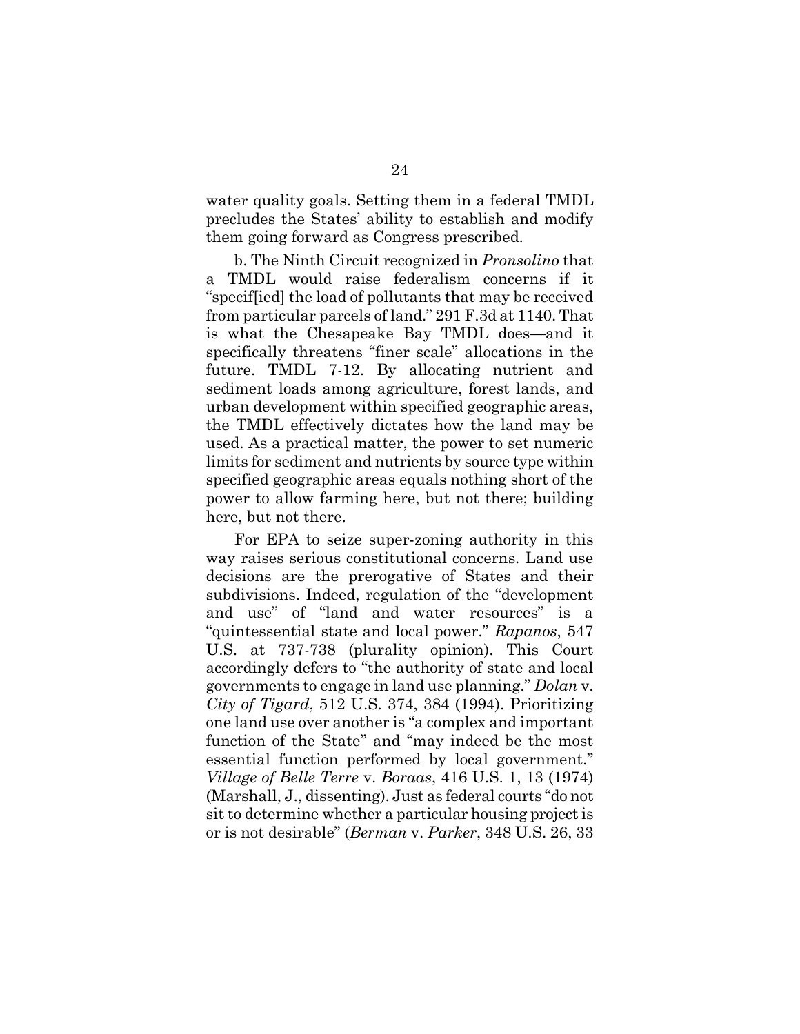water quality goals. Setting them in a federal TMDL precludes the States' ability to establish and modify them going forward as Congress prescribed.

b. The Ninth Circuit recognized in *Pronsolino* that a TMDL would raise federalism concerns if it "specif[ied] the load of pollutants that may be received from particular parcels of land." 291 F.3d at 1140. That is what the Chesapeake Bay TMDL does—and it specifically threatens "finer scale" allocations in the future. TMDL 7-12. By allocating nutrient and sediment loads among agriculture, forest lands, and urban development within specified geographic areas, the TMDL effectively dictates how the land may be used. As a practical matter, the power to set numeric limits for sediment and nutrients by source type within specified geographic areas equals nothing short of the power to allow farming here, but not there; building here, but not there.

For EPA to seize super-zoning authority in this way raises serious constitutional concerns. Land use decisions are the prerogative of States and their subdivisions. Indeed, regulation of the "development and use" of "land and water resources" is a "quintessential state and local power." *Rapanos*, 547 U.S. at 737-738 (plurality opinion). This Court accordingly defers to "the authority of state and local governments to engage in land use planning." *Dolan* v. *City of Tigard*, 512 U.S. 374, 384 (1994). Prioritizing one land use over another is "a complex and important function of the State" and "may indeed be the most essential function performed by local government." *Village of Belle Terre* v. *Boraas*, 416 U.S. 1, 13 (1974) (Marshall, J., dissenting). Just as federal courts "do not sit to determine whether a particular housing project is or is not desirable" (*Berman* v. *Parker*, 348 U.S. 26, 33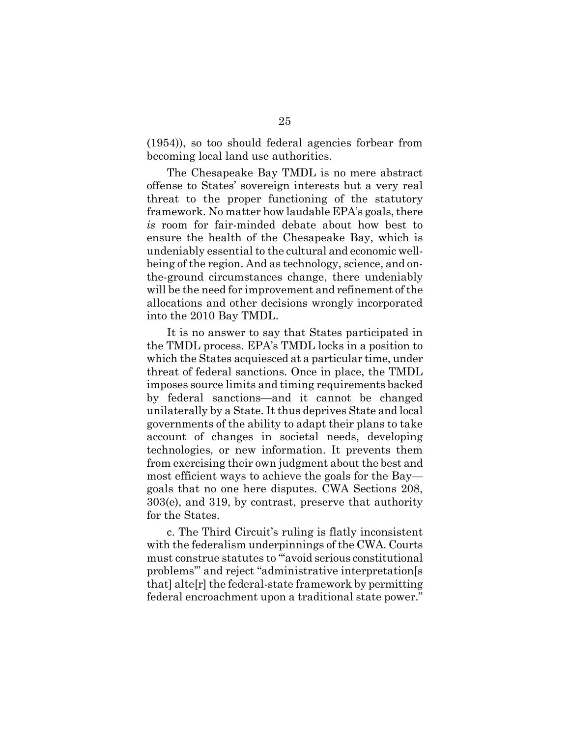(1954)), so too should federal agencies forbear from becoming local land use authorities.

The Chesapeake Bay TMDL is no mere abstract offense to States' sovereign interests but a very real threat to the proper functioning of the statutory framework. No matter how laudable EPA's goals, there *is* room for fair-minded debate about how best to ensure the health of the Chesapeake Bay, which is undeniably essential to the cultural and economic well-being of the region. And as technology, science, and on-the-ground circumstances change, there undeniably will be the need for improvement and refinement of the allocations and other decisions wrongly incorporated into the 2010 Bay TMDL.

It is no answer to say that States participated in the TMDL process. EPA's TMDL locks in a position to which the States acquiesced at a particular time, under threat of federal sanctions. Once in place, the TMDL imposes source limits and timing requirements backed by federal sanctions—and it cannot be changed unilaterally by a State. It thus deprives State and local governments of the ability to adapt their plans to take account of changes in societal needs, developing technologies, or new information. It prevents them from exercising their own judgment about the best and most efficient ways to achieve the goals for the Bay—goals that no one here disputes. CWA Sections 208, 303(e), and 319, by contrast, preserve that authority for the States.

c. The Third Circuit's ruling is flatly inconsistent with the federalism underpinnings of the CWA. Courts must construe statutes to "'avoid serious constitutional problems'" and reject "administrative interpretation[s that] alte[r] the federal-state framework by permitting federal encroachment upon a traditional state power."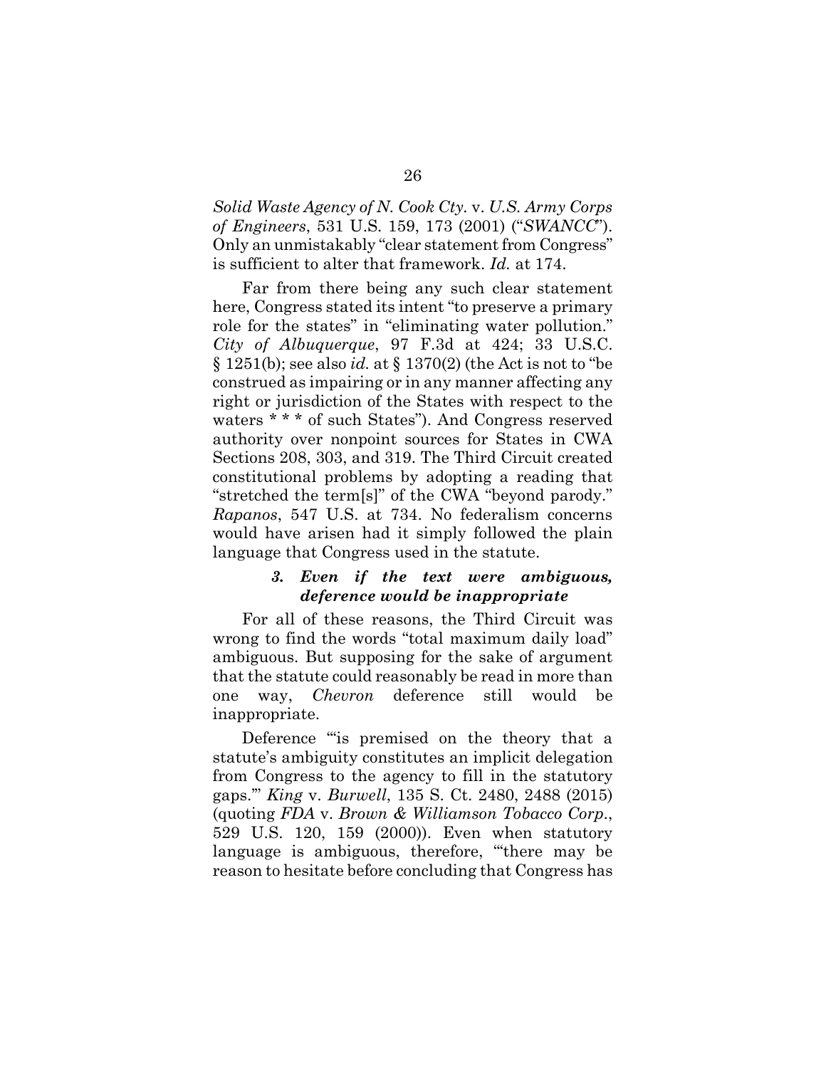*Solid Waste Agency of N. Cook Cty.* v. *U.S. Army Corps of Engineers*, 531 U.S. 159, 173 (2001) ("*SWANCC*"). Only an unmistakably "clear statement from Congress" is sufficient to alter that framework. *Id.* at 174.

Far from there being any such clear statement here, Congress stated its intent "to preserve a primary role for the states" in "eliminating water pollution." *City of Albuquerque*, 97 F.3d at 424; 33 U.S.C. § 1251(b); see also *id.* at § 1370(2) (the Act is not to "be construed as impairing or in any manner affecting any right or jurisdiction of the States with respect to the waters * * * of such States"). And Congress reserved authority over nonpoint sources for States in CWA Sections 208, 303, and 319. The Third Circuit created constitutional problems by adopting a reading that "stretched the term[s]" of the CWA "beyond parody." *Rapanos*, 547 U.S. at 734. No federalism concerns would have arisen had it simply followed the plain language that Congress used in the statute.

#### *3. Even if the text were ambiguous, deference would be inappropriate*

For all of these reasons, the Third Circuit was wrong to find the words "total maximum daily load" ambiguous. But supposing for the sake of argument that the statute could reasonably be read in more than one way, *Chevron* deference still would be inappropriate.

Deference "'is premised on the theory that a statute's ambiguity constitutes an implicit delegation from Congress to the agency to fill in the statutory gaps.'" *King* v. *Burwell*, 135 S. Ct. 2480, 2488 (2015) (quoting *FDA* v. *Brown & Williamson Tobacco Corp.*, 529 U.S. 120, 159 (2000)). Even when statutory language is ambiguous, therefore, "'there may be reason to hesitate before concluding that Congress has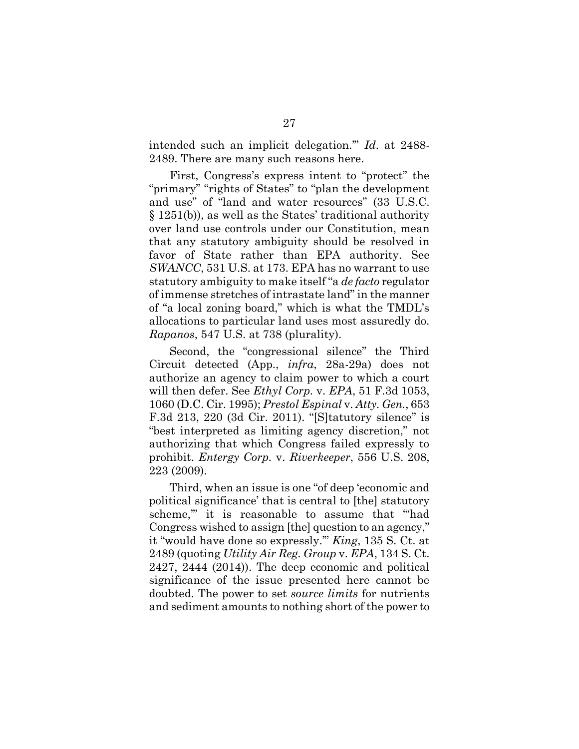intended such an implicit delegation.'" *Id*. at 2488-2489. There are many such reasons here.

First, Congress's express intent to "protect" the "primary" "rights of States" to "plan the development and use" of "land and water resources" (33 U.S.C. § 1251(b)), as well as the States' traditional authority over land use controls under our Constitution, mean that any statutory ambiguity should be resolved in favor of State rather than EPA authority. See *SWANCC*, 531 U.S. at 173. EPA has no warrant to use statutory ambiguity to make itself "a *de facto* regulator of immense stretches of intrastate land" in the manner of "a local zoning board," which is what the TMDL's allocations to particular land uses most assuredly do. *Rapanos*, 547 U.S. at 738 (plurality).

Second, the "congressional silence" the Third Circuit detected (App., *infra*, 28a-29a) does not authorize an agency to claim power to which a court will then defer. See *Ethyl Corp.* v. *EPA*, 51 F.3d 1053, 1060 (D.C. Cir. 1995); *Prestol Espinal* v. *Atty. Gen.*, 653 F.3d 213, 220 (3d Cir. 2011). "[S]tatutory silence" is "best interpreted as limiting agency discretion," not authorizing that which Congress failed expressly to prohibit. *Entergy Corp.* v. *Riverkeeper*, 556 U.S. 208, 223 (2009).

Third, when an issue is one "of deep 'economic and political significance' that is central to [the] statutory scheme,'" it is reasonable to assume that "'had Congress wished to assign [the] question to an agency," it "would have done so expressly.'" *King*, 135 S. Ct. at 2489 (quoting *Utility Air Reg. Group* v. *EPA*, 134 S. Ct. 2427, 2444 (2014)). The deep economic and political significance of the issue presented here cannot be doubted. The power to set *source limits* for nutrients and sediment amounts to nothing short of the power to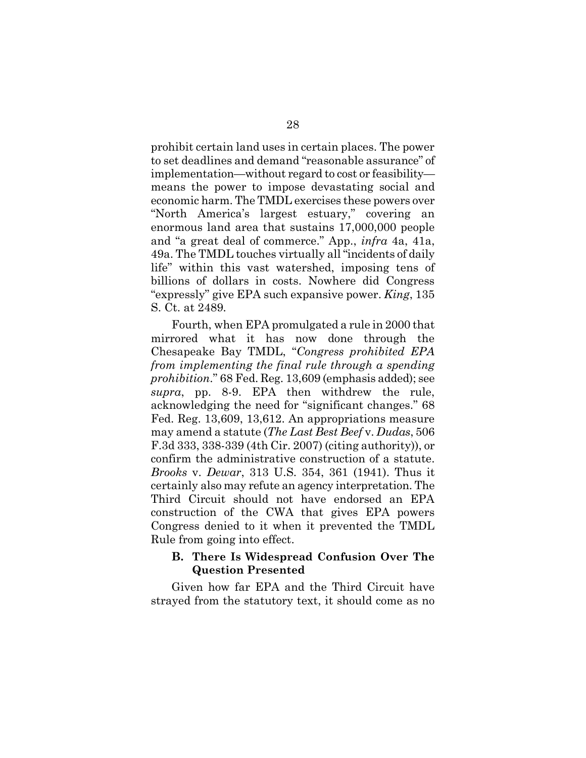prohibit certain land uses in certain places. The power to set deadlines and demand "reasonable assurance" of implementation—without regard to cost or feasibility—means the power to impose devastating social and economic harm. The TMDL exercises these powers over "North America's largest estuary," covering an enormous land area that sustains 17,000,000 people and "a great deal of commerce." App., *infra* 4a, 41a, 49a. The TMDL touches virtually all "incidents of daily life" within this vast watershed, imposing tens of billions of dollars in costs. Nowhere did Congress "expressly" give EPA such expansive power. *King*, 135 S. Ct. at 2489.

Fourth, when EPA promulgated a rule in 2000 that mirrored what it has now done through the Chesapeake Bay TMDL, "*Congress prohibited EPA from implementing the final rule through a spending prohibition*." 68 Fed. Reg. 13,609 (emphasis added); see *supra*, pp. 8-9. EPA then withdrew the rule, acknowledging the need for "significant changes." 68 Fed. Reg. 13,609, 13,612. An appropriations measure may amend a statute (*The Last Best Beef* v. *Dudas*, 506 F.3d 333, 338-339 (4th Cir. 2007) (citing authority)), or confirm the administrative construction of a statute. *Brooks* v. *Dewar*, 313 U.S. 354, 361 (1941). Thus it certainly also may refute an agency interpretation. The Third Circuit should not have endorsed an EPA construction of the CWA that gives EPA powers Congress denied to it when it prevented the TMDL Rule from going into effect.

### B. There Is Widespread Confusion Over The Question Presented

Given how far EPA and the Third Circuit have strayed from the statutory text, it should come as no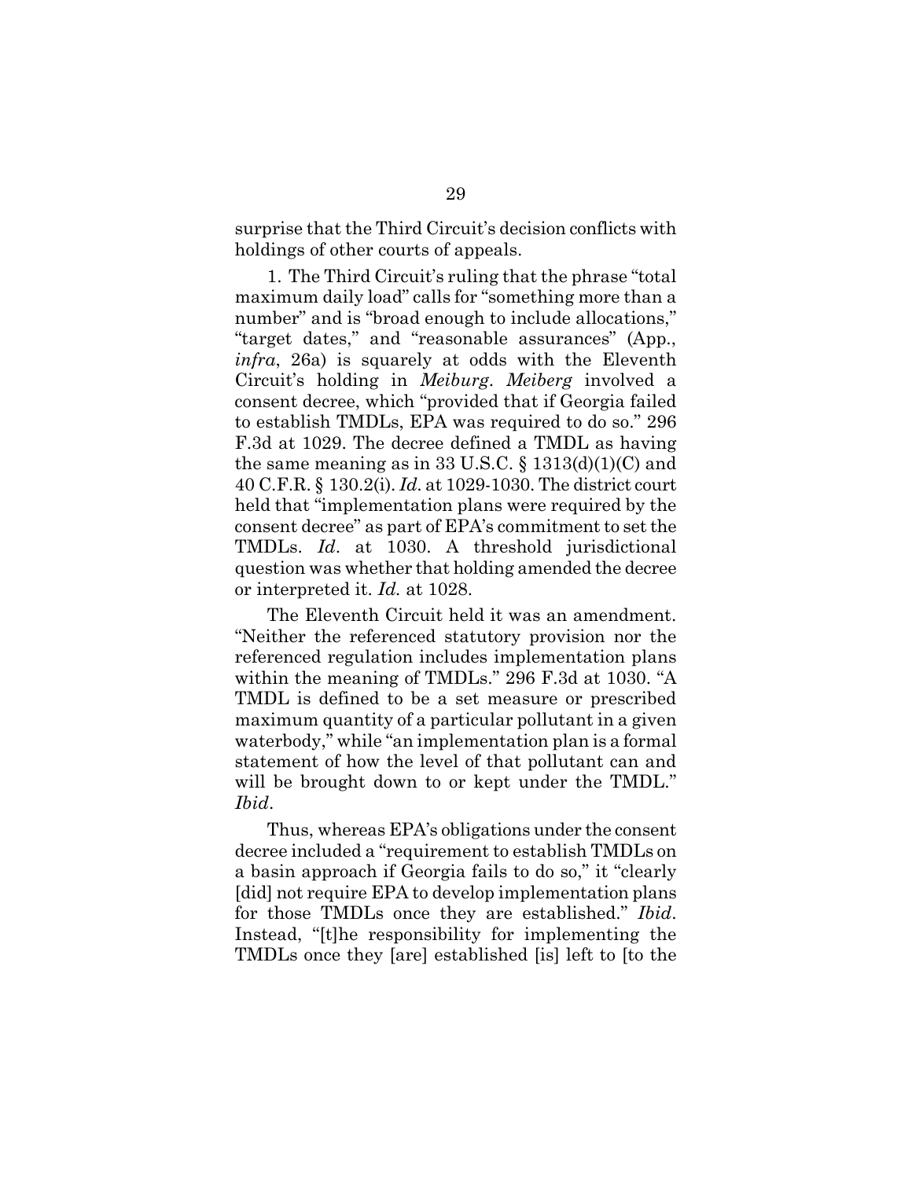surprise that the Third Circuit's decision conflicts with holdings of other courts of appeals.

1. The Third Circuit's ruling that the phrase "total maximum daily load" calls for "something more than a number" and is "broad enough to include allocations," "target dates," and "reasonable assurances" (App., *infra*, 26a) is squarely at odds with the Eleventh Circuit's holding in *Meiburg*. *Meiberg* involved a consent decree, which "provided that if Georgia failed to establish TMDLs, EPA was required to do so." 296 F.3d at 1029. The decree defined a TMDL as having the same meaning as in 33 U.S.C. § 1313(d)(1)(C) and 40 C.F.R. § 130.2(i). *Id*. at 1029-1030. The district court held that "implementation plans were required by the consent decree" as part of EPA's commitment to set the TMDLs. *Id*. at 1030. A threshold jurisdictional question was whether that holding amended the decree or interpreted it. *Id.* at 1028.

The Eleventh Circuit held it was an amendment. "Neither the referenced statutory provision nor the referenced regulation includes implementation plans within the meaning of TMDLs." 296 F.3d at 1030. "A TMDL is defined to be a set measure or prescribed maximum quantity of a particular pollutant in a given waterbody," while "an implementation plan is a formal statement of how the level of that pollutant can and will be brought down to or kept under the TMDL." *Ibid*.

Thus, whereas EPA's obligations under the consent decree included a "requirement to establish TMDLs on a basin approach if Georgia fails to do so," it "clearly [did] not require EPA to develop implementation plans for those TMDLs once they are established." *Ibid*. Instead, "[t]he responsibility for implementing the TMDLs once they [are] established [is] left to [to the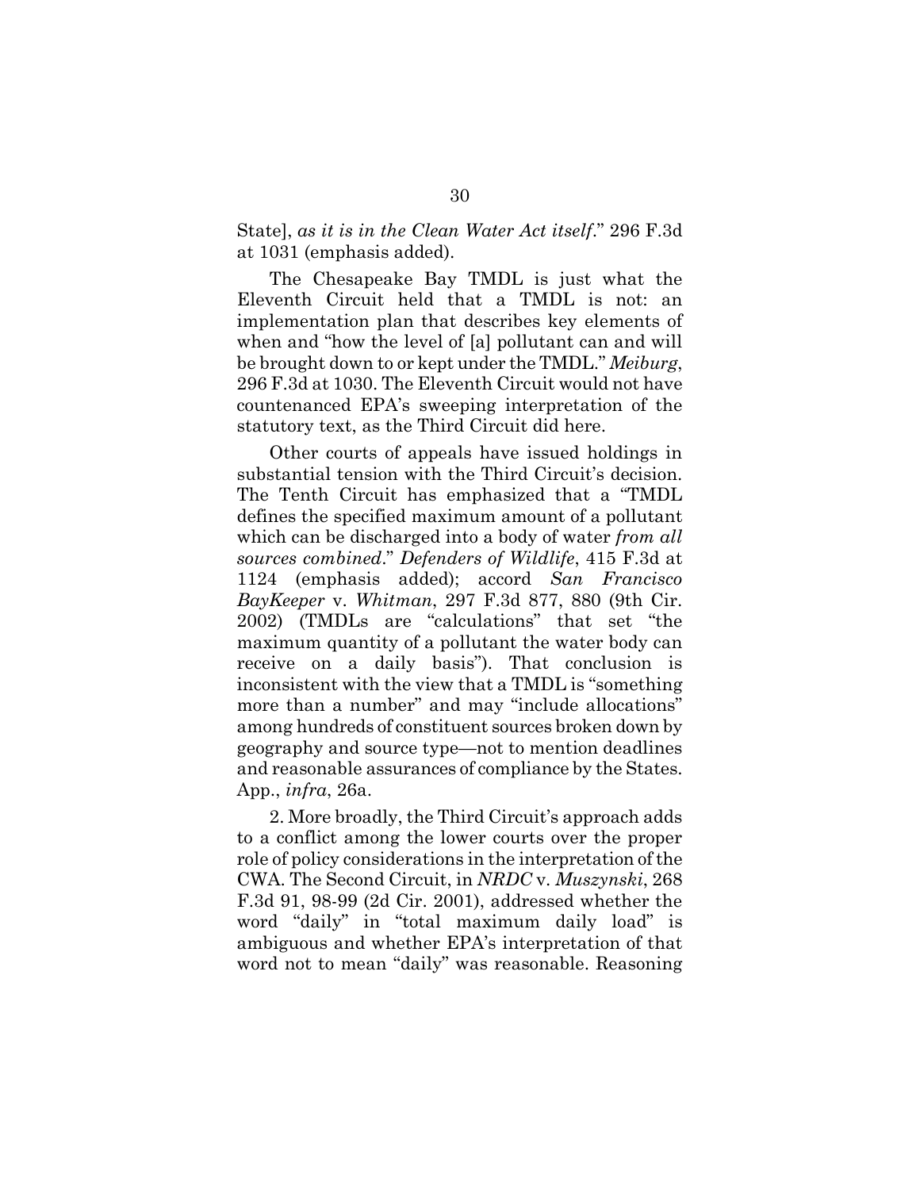State], *as it is in the Clean Water Act itself*." 296 F.3d at 1031 (emphasis added).

The Chesapeake Bay TMDL is just what the Eleventh Circuit held that a TMDL is not: an implementation plan that describes key elements of when and "how the level of [a] pollutant can and will be brought down to or kept under the TMDL." *Meiburg*, 296 F.3d at 1030. The Eleventh Circuit would not have countenanced EPA's sweeping interpretation of the statutory text, as the Third Circuit did here.

Other courts of appeals have issued holdings in substantial tension with the Third Circuit's decision. The Tenth Circuit has emphasized that a "TMDL defines the specified maximum amount of a pollutant which can be discharged into a body of water *from all sources combined*." *Defenders of Wildlife*, 415 F.3d at 1124 (emphasis added); accord *San Francisco BayKeeper* v. *Whitman*, 297 F.3d 877, 880 (9th Cir. 2002) (TMDLs are "calculations" that set "the maximum quantity of a pollutant the water body can receive on a daily basis"). That conclusion is inconsistent with the view that a TMDL is "something more than a number" and may "include allocations" among hundreds of constituent sources broken down by geography and source type—not to mention deadlines and reasonable assurances of compliance by the States. App., *infra*, 26a.

2. More broadly, the Third Circuit's approach adds to a conflict among the lower courts over the proper role of policy considerations in the interpretation of the CWA. The Second Circuit, in *NRDC* v. *Muszynski*, 268 F.3d 91, 98-99 (2d Cir. 2001), addressed whether the word "daily" in "total maximum daily load" is ambiguous and whether EPA's interpretation of that word not to mean "daily" was reasonable. Reasoning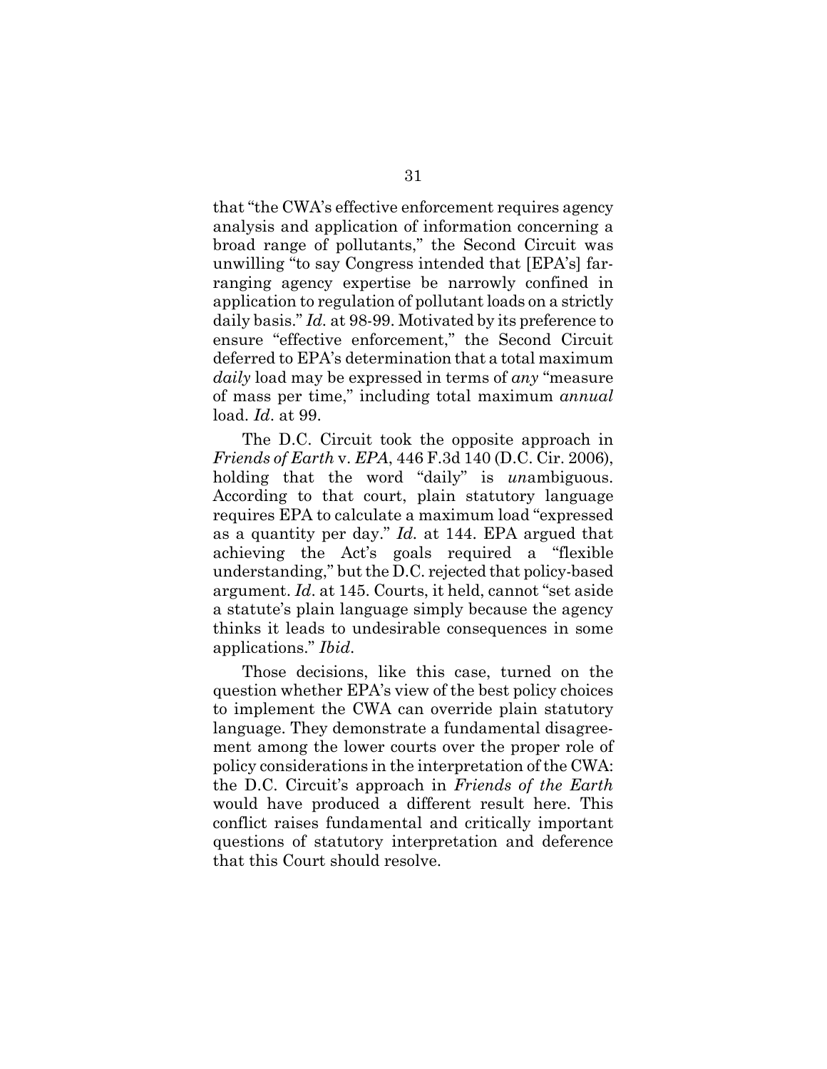that "the CWA's effective enforcement requires agency analysis and application of information concerning a broad range of pollutants," the Second Circuit was unwilling "to say Congress intended that [EPA's] far-ranging agency expertise be narrowly confined in application to regulation of pollutant loads on a strictly daily basis." *Id.* at 98-99. Motivated by its preference to ensure "effective enforcement," the Second Circuit deferred to EPA's determination that a total maximum *daily* load may be expressed in terms of *any* "measure of mass per time," including total maximum *annual* load. *Id*. at 99.

The D.C. Circuit took the opposite approach in *Friends of Earth* v. *EPA*, 446 F.3d 140 (D.C. Cir. 2006), holding that the word "daily" is *un*ambiguous. According to that court, plain statutory language requires EPA to calculate a maximum load "expressed as a quantity per day." *Id.* at 144. EPA argued that achieving the Act's goals required a "flexible understanding," but the D.C. rejected that policy-based argument. *Id*. at 145. Courts, it held, cannot "set aside a statute's plain language simply because the agency thinks it leads to undesirable consequences in some applications." *Ibid*.

Those decisions, like this case, turned on the question whether EPA's view of the best policy choices to implement the CWA can override plain statutory language. They demonstrate a fundamental disagreement among the lower courts over the proper role of policy considerations in the interpretation of the CWA: the D.C. Circuit's approach in *Friends of the Earth* would have produced a different result here. This conflict raises fundamental and critically important questions of statutory interpretation and deference that this Court should resolve.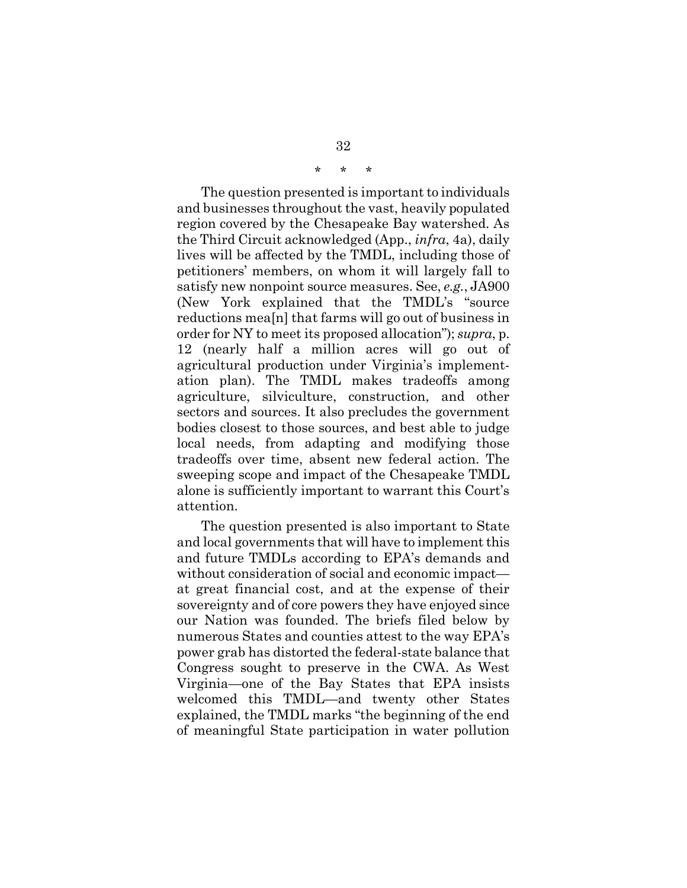\* \* \*

The question presented is important to individuals and businesses throughout the vast, heavily populated region covered by the Chesapeake Bay watershed. As the Third Circuit acknowledged (App., *infra*, 4a), daily lives will be affected by the TMDL, including those of petitioners' members, on whom it will largely fall to satisfy new nonpoint source measures. See, *e.g.*, JA900 (New York explained that the TMDL's "source reductions mea[n] that farms will go out of business in order for NY to meet its proposed allocation"); *supra*, p. 12 (nearly half a million acres will go out of agricultural production under Virginia's implementation plan). The TMDL makes tradeoffs among agriculture, silviculture, construction, and other sectors and sources. It also precludes the government bodies closest to those sources, and best able to judge local needs, from adapting and modifying those tradeoffs over time, absent new federal action. The sweeping scope and impact of the Chesapeake TMDL alone is sufficiently important to warrant this Court's attention.

The question presented is also important to State and local governments that will have to implement this and future TMDLs according to EPA's demands and without consideration of social and economic impact—at great financial cost, and at the expense of their sovereignty and of core powers they have enjoyed since our Nation was founded. The briefs filed below by numerous States and counties attest to the way EPA's power grab has distorted the federal-state balance that Congress sought to preserve in the CWA. As West Virginia—one of the Bay States that EPA insists welcomed this TMDL—and twenty other States explained, the TMDL marks "the beginning of the end of meaningful State participation in water pollution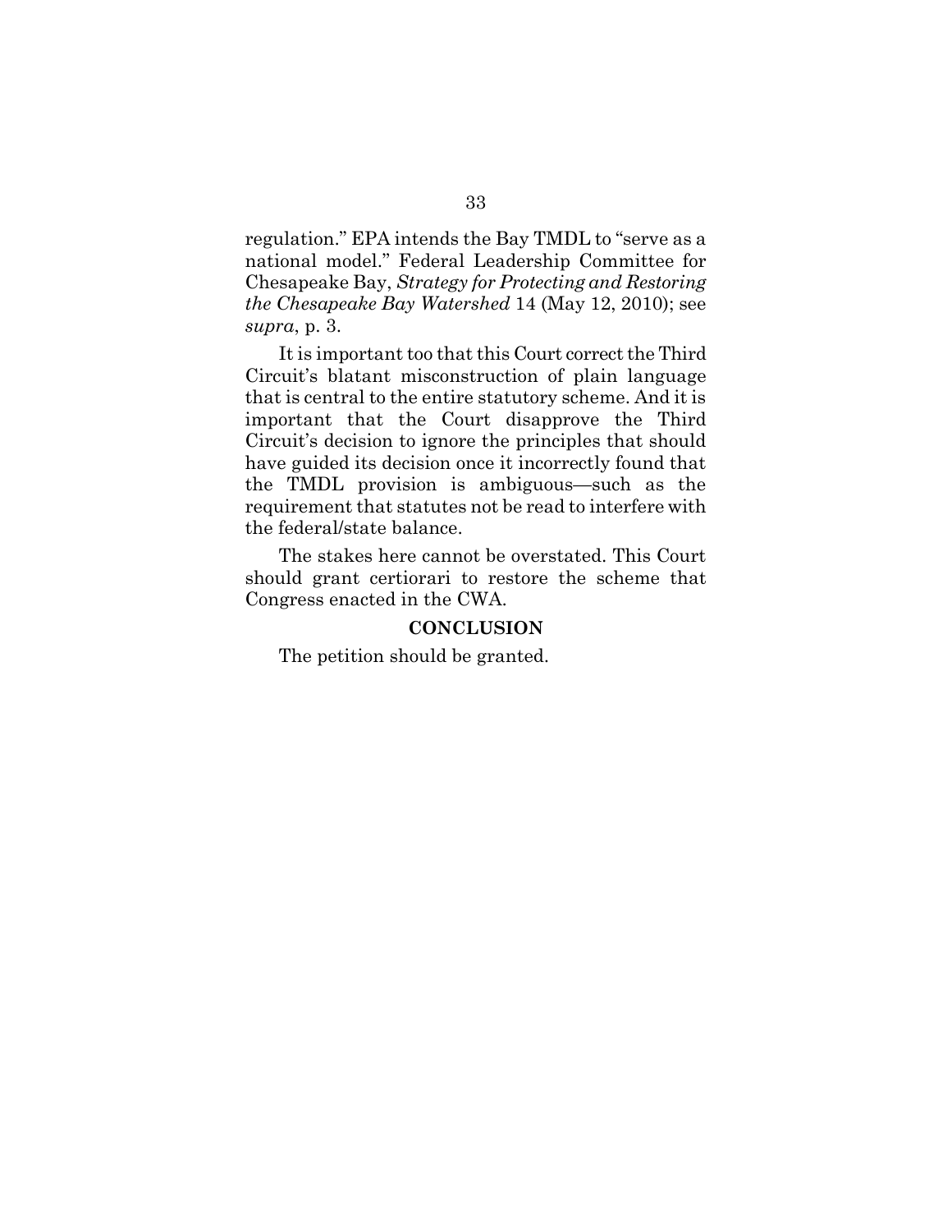regulation." EPA intends the Bay TMDL to "serve as a national model." Federal Leadership Committee for Chesapeake Bay, *Strategy for Protecting and Restoring the Chesapeake Bay Watershed* 14 (May 12, 2010); see *supra*, p. 3.

It is important too that this Court correct the Third Circuit's blatant misconstruction of plain language that is central to the entire statutory scheme. And it is important that the Court disapprove the Third Circuit's decision to ignore the principles that should have guided its decision once it incorrectly found that the TMDL provision is ambiguous—such as the requirement that statutes not be read to interfere with the federal/state balance.

The stakes here cannot be overstated. This Court should grant certiorari to restore the scheme that Congress enacted in the CWA.

## CONCLUSION

The petition should be granted.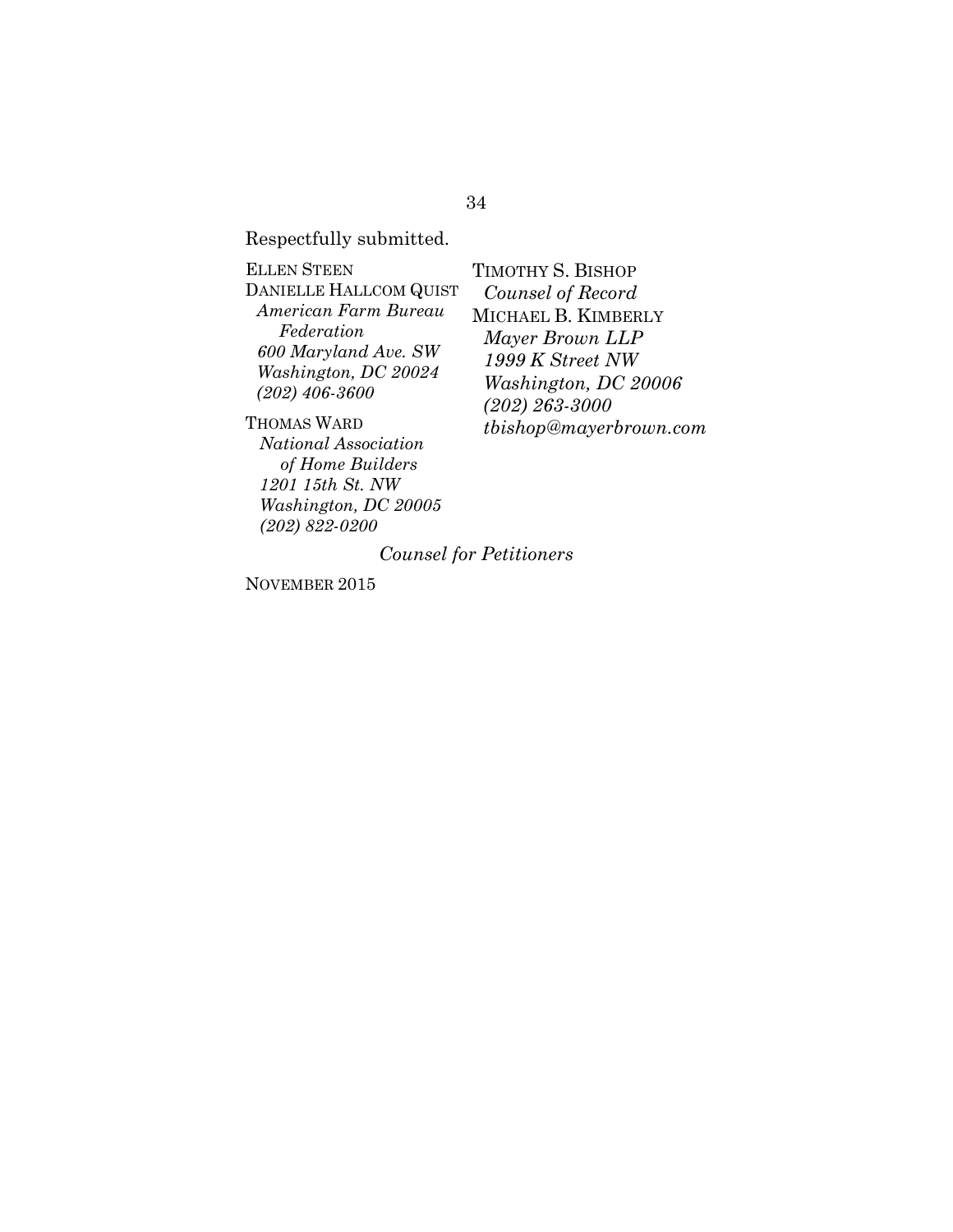Respectfully submitted.

ELLEN STEEN
DANIELLE HALLCOM QUIST
*American Farm Bureau Federation*
*600 Maryland Ave. SW*
*Washington, DC 20024*
*(202) 406-3600*

THOMAS WARD
*National Association of Home Builders*
*1201 15th St. NW*
*Washington, DC 20005*
*(202) 822-0200*

TIMOTHY S. BISHOP
*Counsel of Record*
MICHAEL B. KIMBERLY
*Mayer Brown LLP*
*1999 K Street NW*
*Washington, DC 20006*
*(202) 263-3000*
*tbishop@mayerbrown.com*

*Counsel for Petitioners*

NOVEMBER 2015